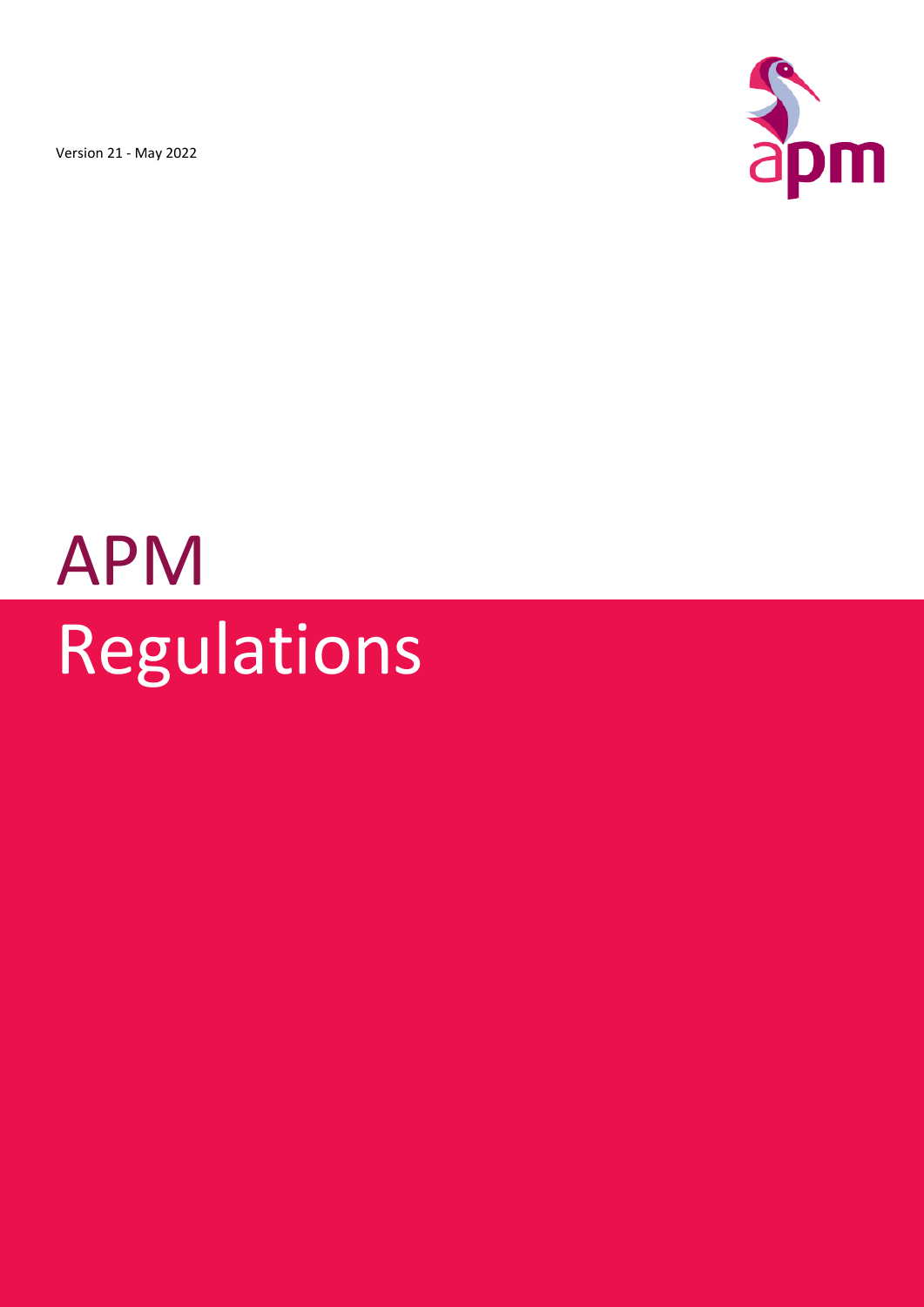Version 21 - May 2022

# APM Regulations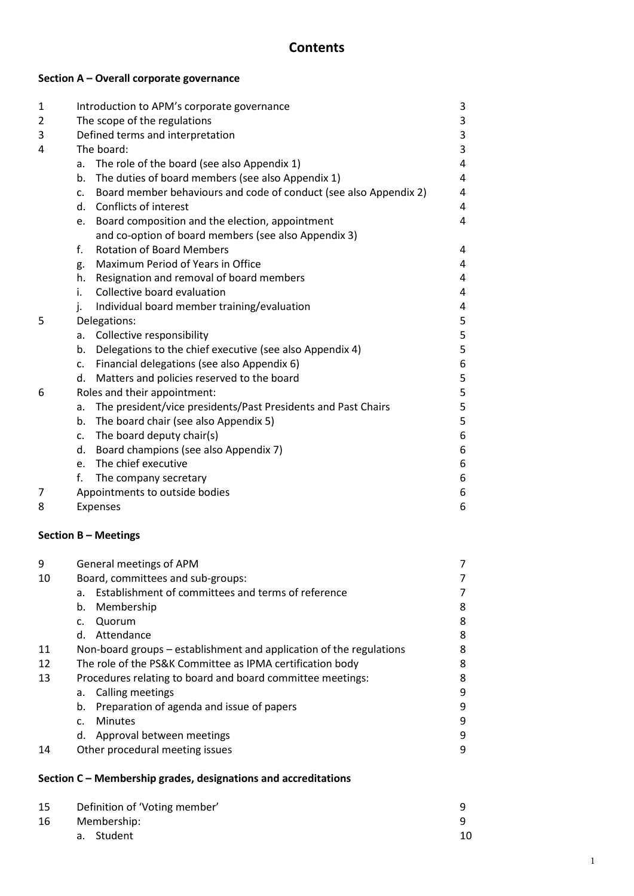# Contents

**Section A – Overall corporate governance**

| | | |
|---|---|---|
| 1 | Introduction to APM's corporate governance | 3 |
| 2 | The scope of the regulations | 3 |
| 3 | Defined terms and interpretation | 3 |
| 4 | The board: | 3 |
| | a. The role of the board (see also Appendix 1) | 4 |
| | b. The duties of board members (see also Appendix 1) | 4 |
| | c. Board member behaviours and code of conduct (see also Appendix 2) | 4 |
| | d. Conflicts of interest | 4 |
| | e. Board composition and the election, appointment and co-option of board members (see also Appendix 3) | 4 |
| | f. Rotation of Board Members | 4 |
| | g. Maximum Period of Years in Office | 4 |
| | h. Resignation and removal of board members | 4 |
| | i. Collective board evaluation | 4 |
| | j. Individual board member training/evaluation | 4 |
| 5 | Delegations: | 5 |
| | a. Collective responsibility | 5 |
| | b. Delegations to the chief executive (see also Appendix 4) | 5 |
| | c. Financial delegations (see also Appendix 6) | 6 |
| | d. Matters and policies reserved to the board | 5 |
| 6 | Roles and their appointment: | 5 |
| | a. The president/vice presidents/Past Presidents and Past Chairs | 5 |
| | b. The board chair (see also Appendix 5) | 5 |
| | c. The board deputy chair(s) | 6 |
| | d. Board champions (see also Appendix 7) | 6 |
| | e. The chief executive | 6 |
| | f. The company secretary | 6 |
| 7 | Appointments to outside bodies | 6 |
| 8 | Expenses | 6 |

**Section B – Meetings**

| | | |
|---|---|---|
| 9 | General meetings of APM | 7 |
| 10 | Board, committees and sub-groups: | 7 |
| | a. Establishment of committees and terms of reference | 7 |
| | b. Membership | 8 |
| | c. Quorum | 8 |
| | d. Attendance | 8 |
| 11 | Non-board groups – establishment and application of the regulations | 8 |
| 12 | The role of the PS&K Committee as IPMA certification body | 8 |
| 13 | Procedures relating to board and board committee meetings: | 8 |
| | a. Calling meetings | 9 |
| | b. Preparation of agenda and issue of papers | 9 |
| | c. Minutes | 9 |
| | d. Approval between meetings | 9 |
| 14 | Other procedural meeting issues | 9 |

**Section C – Membership grades, designations and accreditations**

| | | |
|---|---|---|
| 15 | Definition of 'Voting member' | 9 |
| 16 | Membership: | 9 |
| | a. Student | 10 |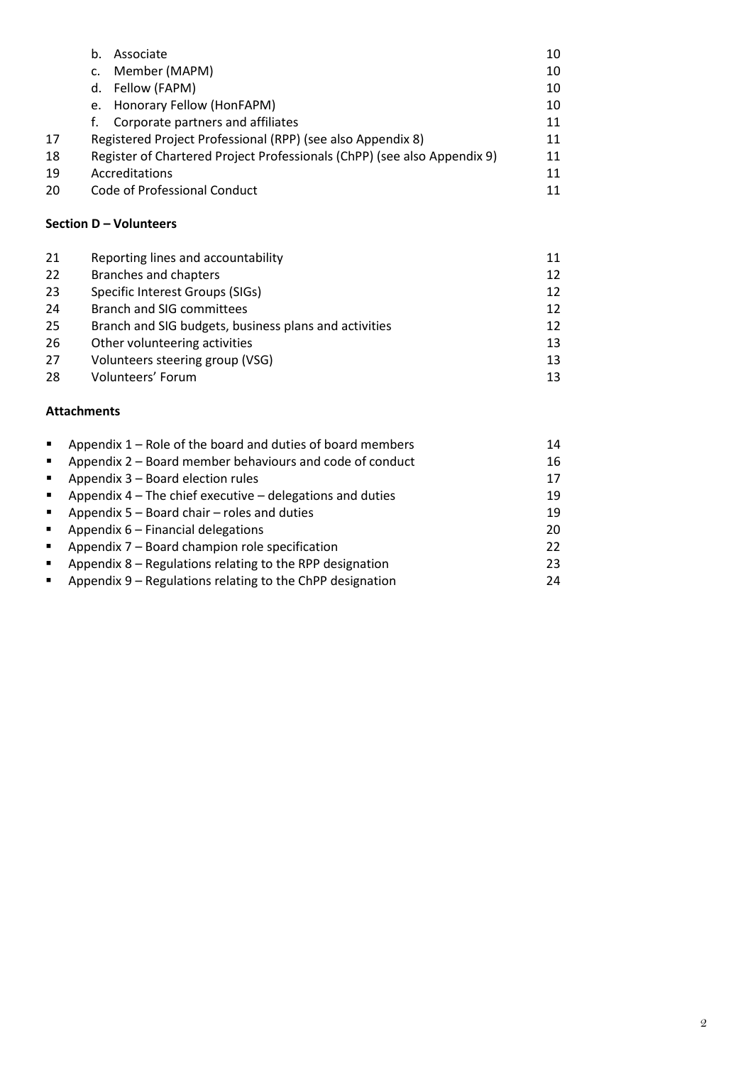| | | |
|---|---|---|
| | b. Associate | 10 |
| | c. Member (MAPM) | 10 |
| | d. Fellow (FAPM) | 10 |
| | e. Honorary Fellow (HonFAPM) | 10 |
| | f. Corporate partners and affiliates | 11 |
| 17 | Registered Project Professional (RPP) (see also Appendix 8) | 11 |
| 18 | Register of Chartered Project Professionals (ChPP) (see also Appendix 9) | 11 |
| 19 | Accreditations | 11 |
| 20 | Code of Professional Conduct | 11 |

**Section D – Volunteers**

| | | |
|---|---|---|
| 21 | Reporting lines and accountability | 11 |
| 22 | Branches and chapters | 12 |
| 23 | Specific Interest Groups (SIGs) | 12 |
| 24 | Branch and SIG committees | 12 |
| 25 | Branch and SIG budgets, business plans and activities | 12 |
| 26 | Other volunteering activities | 13 |
| 27 | Volunteers steering group (VSG) | 13 |
| 28 | Volunteers' Forum | 13 |

**Attachments**

- Appendix 1 – Role of the board and duties of board members 14
- Appendix 2 – Board member behaviours and code of conduct 16
- Appendix 3 – Board election rules 17
- Appendix 4 – The chief executive – delegations and duties 19
- Appendix 5 – Board chair – roles and duties 19
- Appendix 6 – Financial delegations 20
- Appendix 7 – Board champion role specification 22
- Appendix 8 – Regulations relating to the RPP designation 23
- Appendix 9 – Regulations relating to the ChPP designation 24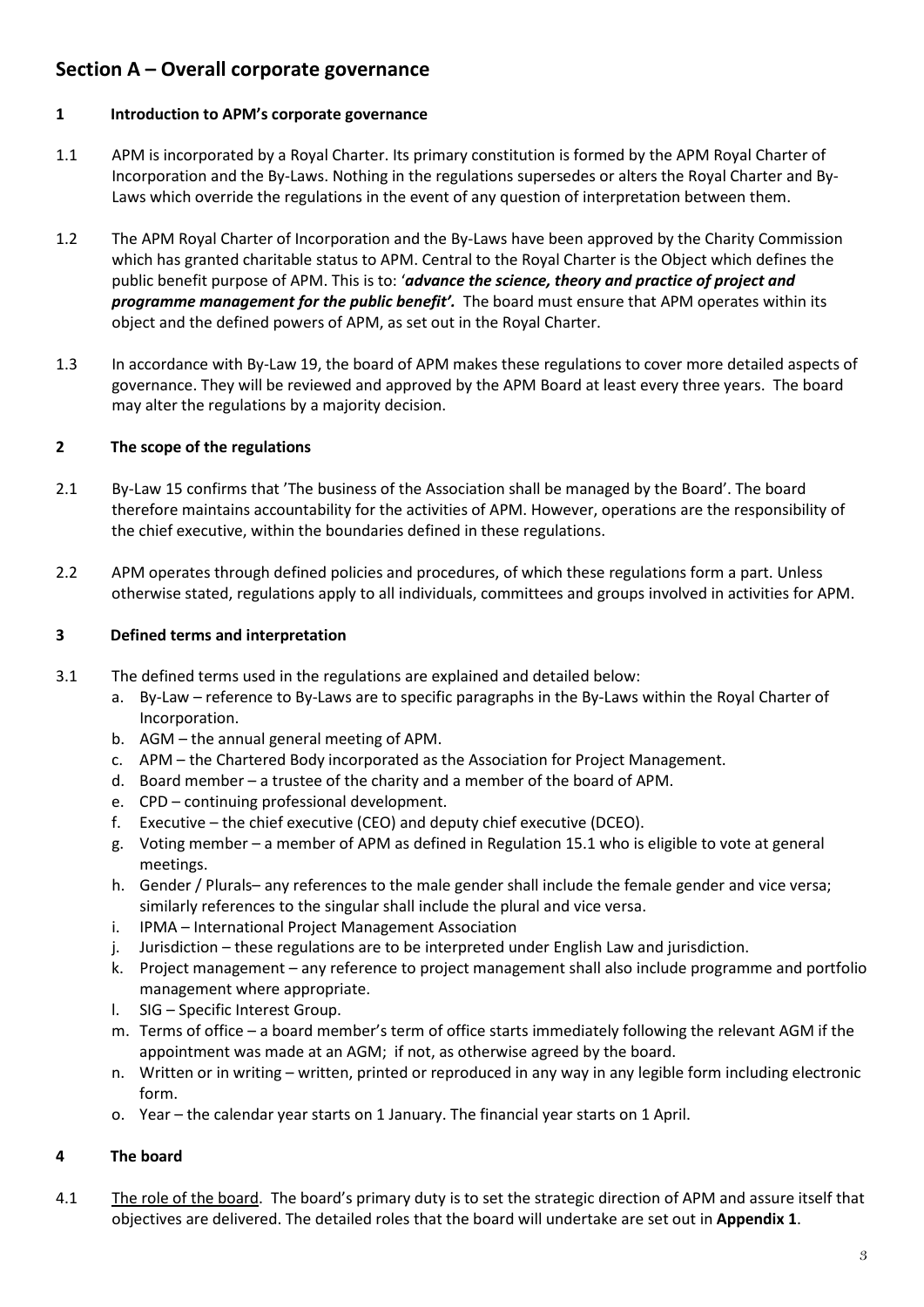## Section A – Overall corporate governance

### 1 Introduction to APM's corporate governance

1.1 APM is incorporated by a Royal Charter. Its primary constitution is formed by the APM Royal Charter of Incorporation and the By-Laws. Nothing in the regulations supersedes or alters the Royal Charter and By-Laws which override the regulations in the event of any question of interpretation between them.

1.2 The APM Royal Charter of Incorporation and the By-Laws have been approved by the Charity Commission which has granted charitable status to APM. Central to the Royal Charter is the Object which defines the public benefit purpose of APM. This is to: '***advance the science, theory and practice of project and programme management for the public benefit'.*** The board must ensure that APM operates within its object and the defined powers of APM, as set out in the Royal Charter.

1.3 In accordance with By-Law 19, the board of APM makes these regulations to cover more detailed aspects of governance. They will be reviewed and approved by the APM Board at least every three years. The board may alter the regulations by a majority decision.

### 2 The scope of the regulations

2.1 By-Law 15 confirms that 'The business of the Association shall be managed by the Board'. The board therefore maintains accountability for the activities of APM. However, operations are the responsibility of the chief executive, within the boundaries defined in these regulations.

2.2 APM operates through defined policies and procedures, of which these regulations form a part. Unless otherwise stated, regulations apply to all individuals, committees and groups involved in activities for APM.

### 3 Defined terms and interpretation

3.1 The defined terms used in the regulations are explained and detailed below:

a. By-Law – reference to By-Laws are to specific paragraphs in the By-Laws within the Royal Charter of Incorporation.
b. AGM – the annual general meeting of APM.
c. APM – the Chartered Body incorporated as the Association for Project Management.
d. Board member – a trustee of the charity and a member of the board of APM.
e. CPD – continuing professional development.
f. Executive – the chief executive (CEO) and deputy chief executive (DCEO).
g. Voting member – a member of APM as defined in Regulation 15.1 who is eligible to vote at general meetings.
h. Gender / Plurals– any references to the male gender shall include the female gender and vice versa; similarly references to the singular shall include the plural and vice versa.
i. IPMA – International Project Management Association
j. Jurisdiction – these regulations are to be interpreted under English Law and jurisdiction.
k. Project management – any reference to project management shall also include programme and portfolio management where appropriate.
l. SIG – Specific Interest Group.
m. Terms of office – a board member's term of office starts immediately following the relevant AGM if the appointment was made at an AGM; if not, as otherwise agreed by the board.
n. Written or in writing – written, printed or reproduced in any way in any legible form including electronic form.
o. Year – the calendar year starts on 1 January. The financial year starts on 1 April.

### 4 The board

4.1 The role of the board. The board's primary duty is to set the strategic direction of APM and assure itself that objectives are delivered. The detailed roles that the board will undertake are set out in **Appendix 1**.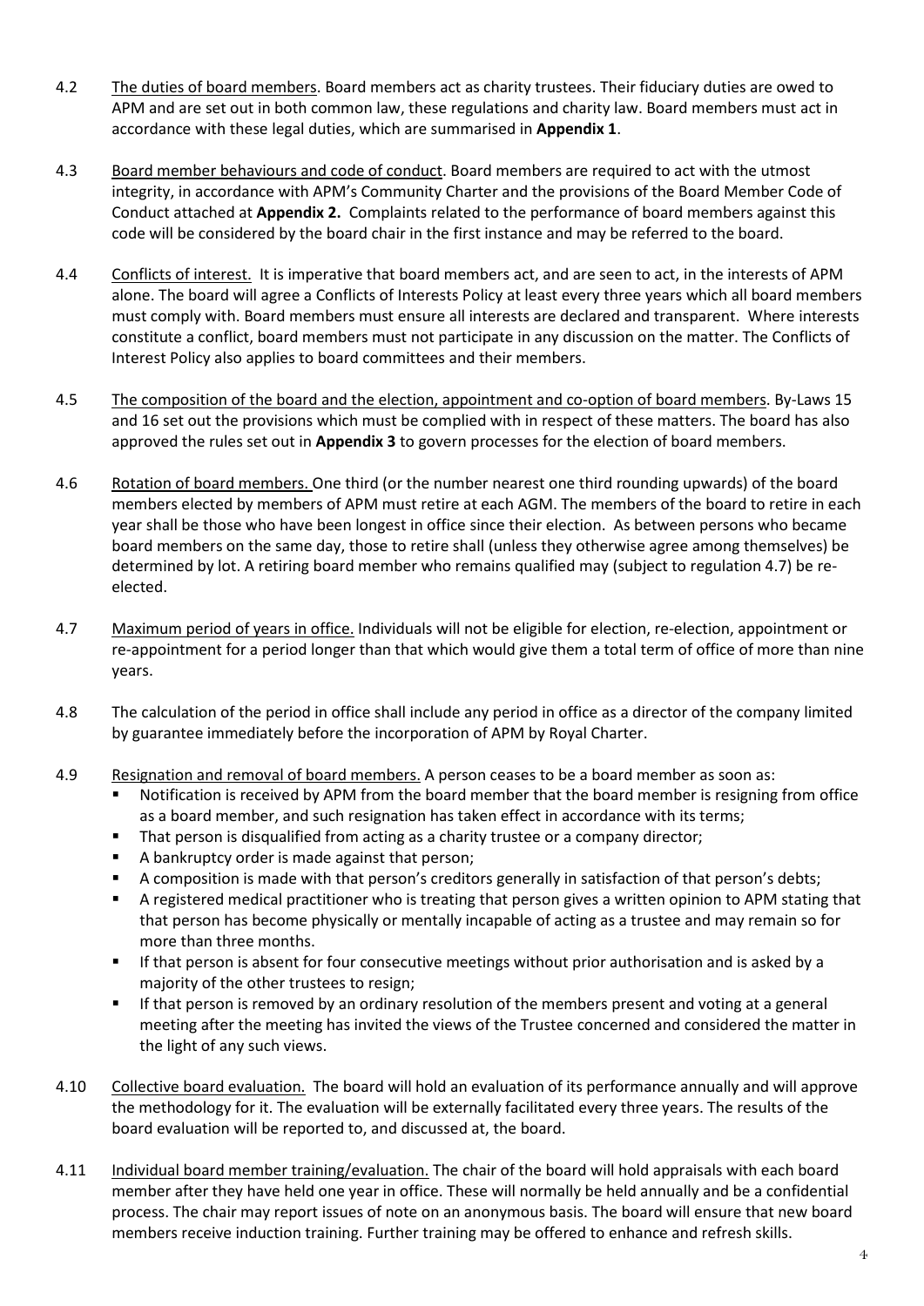4.2 The duties of board members. Board members act as charity trustees. Their fiduciary duties are owed to APM and are set out in both common law, these regulations and charity law. Board members must act in accordance with these legal duties, which are summarised in **Appendix 1**.

4.3 Board member behaviours and code of conduct. Board members are required to act with the utmost integrity, in accordance with APM's Community Charter and the provisions of the Board Member Code of Conduct attached at **Appendix 2.** Complaints related to the performance of board members against this code will be considered by the board chair in the first instance and may be referred to the board.

4.4 Conflicts of interest. It is imperative that board members act, and are seen to act, in the interests of APM alone. The board will agree a Conflicts of Interests Policy at least every three years which all board members must comply with. Board members must ensure all interests are declared and transparent. Where interests constitute a conflict, board members must not participate in any discussion on the matter. The Conflicts of Interest Policy also applies to board committees and their members.

4.5 The composition of the board and the election, appointment and co-option of board members. By-Laws 15 and 16 set out the provisions which must be complied with in respect of these matters. The board has also approved the rules set out in **Appendix 3** to govern processes for the election of board members.

4.6 Rotation of board members. One third (or the number nearest one third rounding upwards) of the board members elected by members of APM must retire at each AGM. The members of the board to retire in each year shall be those who have been longest in office since their election. As between persons who became board members on the same day, those to retire shall (unless they otherwise agree among themselves) be determined by lot. A retiring board member who remains qualified may (subject to regulation 4.7) be re-elected.

4.7 Maximum period of years in office. Individuals will not be eligible for election, re-election, appointment or re-appointment for a period longer than that which would give them a total term of office of more than nine years.

4.8 The calculation of the period in office shall include any period in office as a director of the company limited by guarantee immediately before the incorporation of APM by Royal Charter.

4.9 Resignation and removal of board members. A person ceases to be a board member as soon as:

- Notification is received by APM from the board member that the board member is resigning from office as a board member, and such resignation has taken effect in accordance with its terms;
- That person is disqualified from acting as a charity trustee or a company director;
- A bankruptcy order is made against that person;
- A composition is made with that person's creditors generally in satisfaction of that person's debts;
- A registered medical practitioner who is treating that person gives a written opinion to APM stating that that person has become physically or mentally incapable of acting as a trustee and may remain so for more than three months.
- If that person is absent for four consecutive meetings without prior authorisation and is asked by a majority of the other trustees to resign;
- If that person is removed by an ordinary resolution of the members present and voting at a general meeting after the meeting has invited the views of the Trustee concerned and considered the matter in the light of any such views.

4.10 Collective board evaluation. The board will hold an evaluation of its performance annually and will approve the methodology for it. The evaluation will be externally facilitated every three years. The results of the board evaluation will be reported to, and discussed at, the board.

4.11 Individual board member training/evaluation. The chair of the board will hold appraisals with each board member after they have held one year in office. These will normally be held annually and be a confidential process. The chair may report issues of note on an anonymous basis. The board will ensure that new board members receive induction training. Further training may be offered to enhance and refresh skills.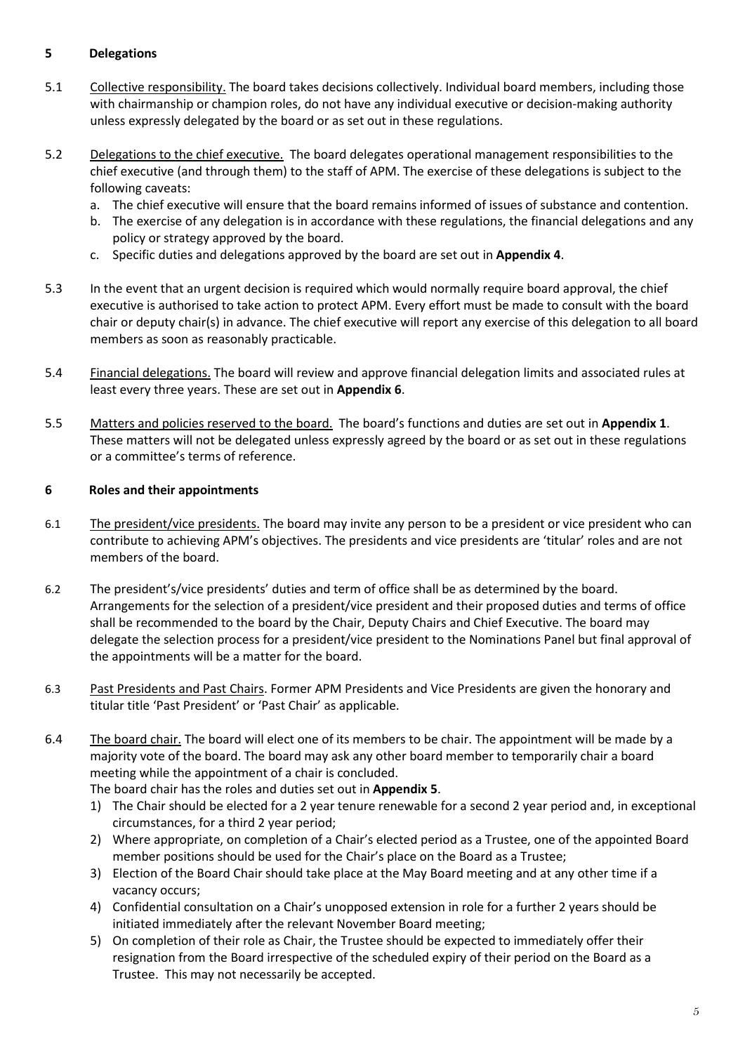## 5 Delegations

5.1 Collective responsibility. The board takes decisions collectively. Individual board members, including those with chairmanship or champion roles, do not have any individual executive or decision-making authority unless expressly delegated by the board or as set out in these regulations.

5.2 Delegations to the chief executive. The board delegates operational management responsibilities to the chief executive (and through them) to the staff of APM. The exercise of these delegations is subject to the following caveats:

a. The chief executive will ensure that the board remains informed of issues of substance and contention.
b. The exercise of any delegation is in accordance with these regulations, the financial delegations and any policy or strategy approved by the board.
c. Specific duties and delegations approved by the board are set out in **Appendix 4**.

5.3 In the event that an urgent decision is required which would normally require board approval, the chief executive is authorised to take action to protect APM. Every effort must be made to consult with the board chair or deputy chair(s) in advance. The chief executive will report any exercise of this delegation to all board members as soon as reasonably practicable.

5.4 Financial delegations. The board will review and approve financial delegation limits and associated rules at least every three years. These are set out in **Appendix 6**.

5.5 Matters and policies reserved to the board. The board's functions and duties are set out in **Appendix 1**. These matters will not be delegated unless expressly agreed by the board or as set out in these regulations or a committee's terms of reference.

## 6 Roles and their appointments

6.1 The president/vice presidents. The board may invite any person to be a president or vice president who can contribute to achieving APM's objectives. The presidents and vice presidents are 'titular' roles and are not members of the board.

6.2 The president's/vice presidents' duties and term of office shall be as determined by the board. Arrangements for the selection of a president/vice president and their proposed duties and terms of office shall be recommended to the board by the Chair, Deputy Chairs and Chief Executive. The board may delegate the selection process for a president/vice president to the Nominations Panel but final approval of the appointments will be a matter for the board.

6.3 Past Presidents and Past Chairs. Former APM Presidents and Vice Presidents are given the honorary and titular title 'Past President' or 'Past Chair' as applicable.

6.4 The board chair. The board will elect one of its members to be chair. The appointment will be made by a majority vote of the board. The board may ask any other board member to temporarily chair a board meeting while the appointment of a chair is concluded.
The board chair has the roles and duties set out in **Appendix 5**.

1) The Chair should be elected for a 2 year tenure renewable for a second 2 year period and, in exceptional circumstances, for a third 2 year period;
2) Where appropriate, on completion of a Chair's elected period as a Trustee, one of the appointed Board member positions should be used for the Chair's place on the Board as a Trustee;
3) Election of the Board Chair should take place at the May Board meeting and at any other time if a vacancy occurs;
4) Confidential consultation on a Chair's unopposed extension in role for a further 2 years should be initiated immediately after the relevant November Board meeting;
5) On completion of their role as Chair, the Trustee should be expected to immediately offer their resignation from the Board irrespective of the scheduled expiry of their period on the Board as a Trustee. This may not necessarily be accepted.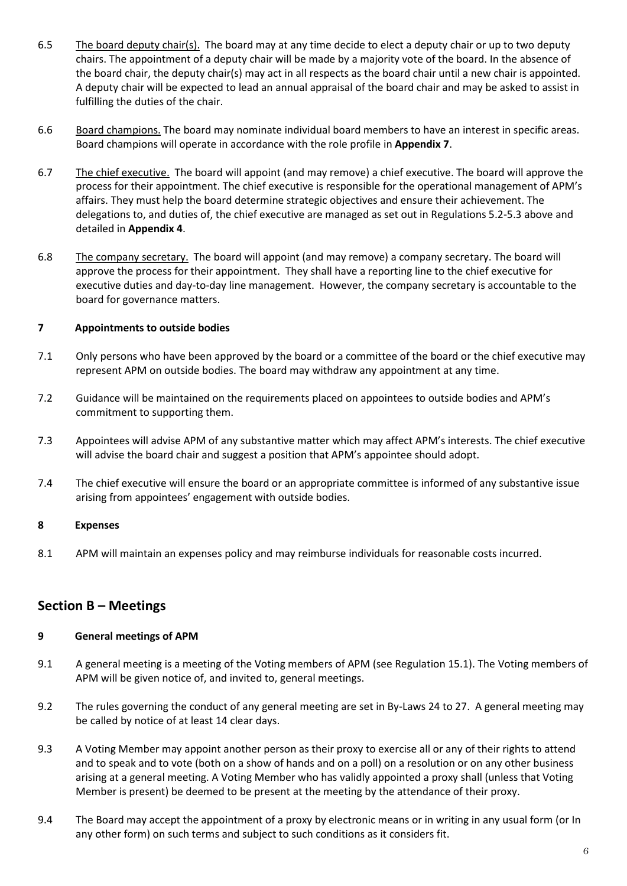6.5 The board deputy chair(s). The board may at any time decide to elect a deputy chair or up to two deputy chairs. The appointment of a deputy chair will be made by a majority vote of the board. In the absence of the board chair, the deputy chair(s) may act in all respects as the board chair until a new chair is appointed. A deputy chair will be expected to lead an annual appraisal of the board chair and may be asked to assist in fulfilling the duties of the chair.

6.6 Board champions. The board may nominate individual board members to have an interest in specific areas. Board champions will operate in accordance with the role profile in **Appendix 7**.

6.7 The chief executive. The board will appoint (and may remove) a chief executive. The board will approve the process for their appointment. The chief executive is responsible for the operational management of APM's affairs. They must help the board determine strategic objectives and ensure their achievement. The delegations to, and duties of, the chief executive are managed as set out in Regulations 5.2-5.3 above and detailed in **Appendix 4**.

6.8 The company secretary. The board will appoint (and may remove) a company secretary. The board will approve the process for their appointment. They shall have a reporting line to the chief executive for executive duties and day-to-day line management. However, the company secretary is accountable to the board for governance matters.

**7 Appointments to outside bodies**

7.1 Only persons who have been approved by the board or a committee of the board or the chief executive may represent APM on outside bodies. The board may withdraw any appointment at any time.

7.2 Guidance will be maintained on the requirements placed on appointees to outside bodies and APM's commitment to supporting them.

7.3 Appointees will advise APM of any substantive matter which may affect APM's interests. The chief executive will advise the board chair and suggest a position that APM's appointee should adopt.

7.4 The chief executive will ensure the board or an appropriate committee is informed of any substantive issue arising from appointees' engagement with outside bodies.

**8 Expenses**

8.1 APM will maintain an expenses policy and may reimburse individuals for reasonable costs incurred.

## Section B – Meetings

**9 General meetings of APM**

9.1 A general meeting is a meeting of the Voting members of APM (see Regulation 15.1). The Voting members of APM will be given notice of, and invited to, general meetings.

9.2 The rules governing the conduct of any general meeting are set in By-Laws 24 to 27. A general meeting may be called by notice of at least 14 clear days.

9.3 A Voting Member may appoint another person as their proxy to exercise all or any of their rights to attend and to speak and to vote (both on a show of hands and on a poll) on a resolution or on any other business arising at a general meeting. A Voting Member who has validly appointed a proxy shall (unless that Voting Member is present) be deemed to be present at the meeting by the attendance of their proxy.

9.4 The Board may accept the appointment of a proxy by electronic means or in writing in any usual form (or In any other form) on such terms and subject to such conditions as it considers fit.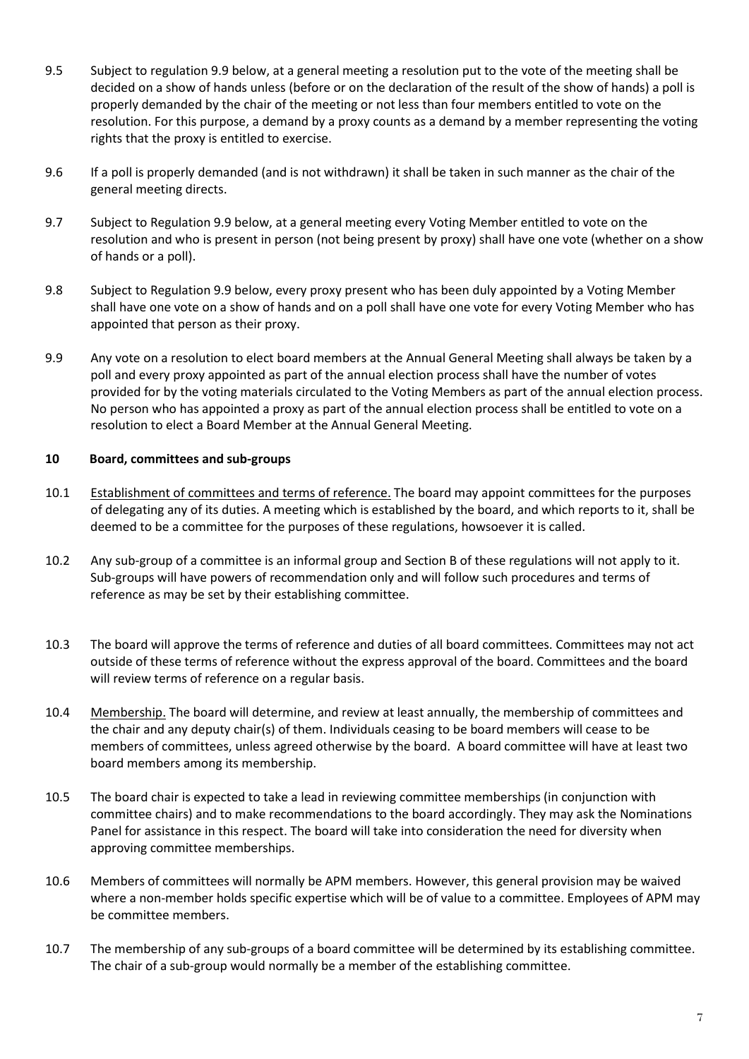9.5 Subject to regulation 9.9 below, at a general meeting a resolution put to the vote of the meeting shall be decided on a show of hands unless (before or on the declaration of the result of the show of hands) a poll is properly demanded by the chair of the meeting or not less than four members entitled to vote on the resolution. For this purpose, a demand by a proxy counts as a demand by a member representing the voting rights that the proxy is entitled to exercise.

9.6 If a poll is properly demanded (and is not withdrawn) it shall be taken in such manner as the chair of the general meeting directs.

9.7 Subject to Regulation 9.9 below, at a general meeting every Voting Member entitled to vote on the resolution and who is present in person (not being present by proxy) shall have one vote (whether on a show of hands or a poll).

9.8 Subject to Regulation 9.9 below, every proxy present who has been duly appointed by a Voting Member shall have one vote on a show of hands and on a poll shall have one vote for every Voting Member who has appointed that person as their proxy.

9.9 Any vote on a resolution to elect board members at the Annual General Meeting shall always be taken by a poll and every proxy appointed as part of the annual election process shall have the number of votes provided for by the voting materials circulated to the Voting Members as part of the annual election process. No person who has appointed a proxy as part of the annual election process shall be entitled to vote on a resolution to elect a Board Member at the Annual General Meeting.

## 10 Board, committees and sub-groups

10.1 Establishment of committees and terms of reference. The board may appoint committees for the purposes of delegating any of its duties. A meeting which is established by the board, and which reports to it, shall be deemed to be a committee for the purposes of these regulations, howsoever it is called.

10.2 Any sub-group of a committee is an informal group and Section B of these regulations will not apply to it. Sub-groups will have powers of recommendation only and will follow such procedures and terms of reference as may be set by their establishing committee.

10.3 The board will approve the terms of reference and duties of all board committees. Committees may not act outside of these terms of reference without the express approval of the board. Committees and the board will review terms of reference on a regular basis.

10.4 Membership. The board will determine, and review at least annually, the membership of committees and the chair and any deputy chair(s) of them. Individuals ceasing to be board members will cease to be members of committees, unless agreed otherwise by the board. A board committee will have at least two board members among its membership.

10.5 The board chair is expected to take a lead in reviewing committee memberships (in conjunction with committee chairs) and to make recommendations to the board accordingly. They may ask the Nominations Panel for assistance in this respect. The board will take into consideration the need for diversity when approving committee memberships.

10.6 Members of committees will normally be APM members. However, this general provision may be waived where a non-member holds specific expertise which will be of value to a committee. Employees of APM may be committee members.

10.7 The membership of any sub-groups of a board committee will be determined by its establishing committee. The chair of a sub-group would normally be a member of the establishing committee.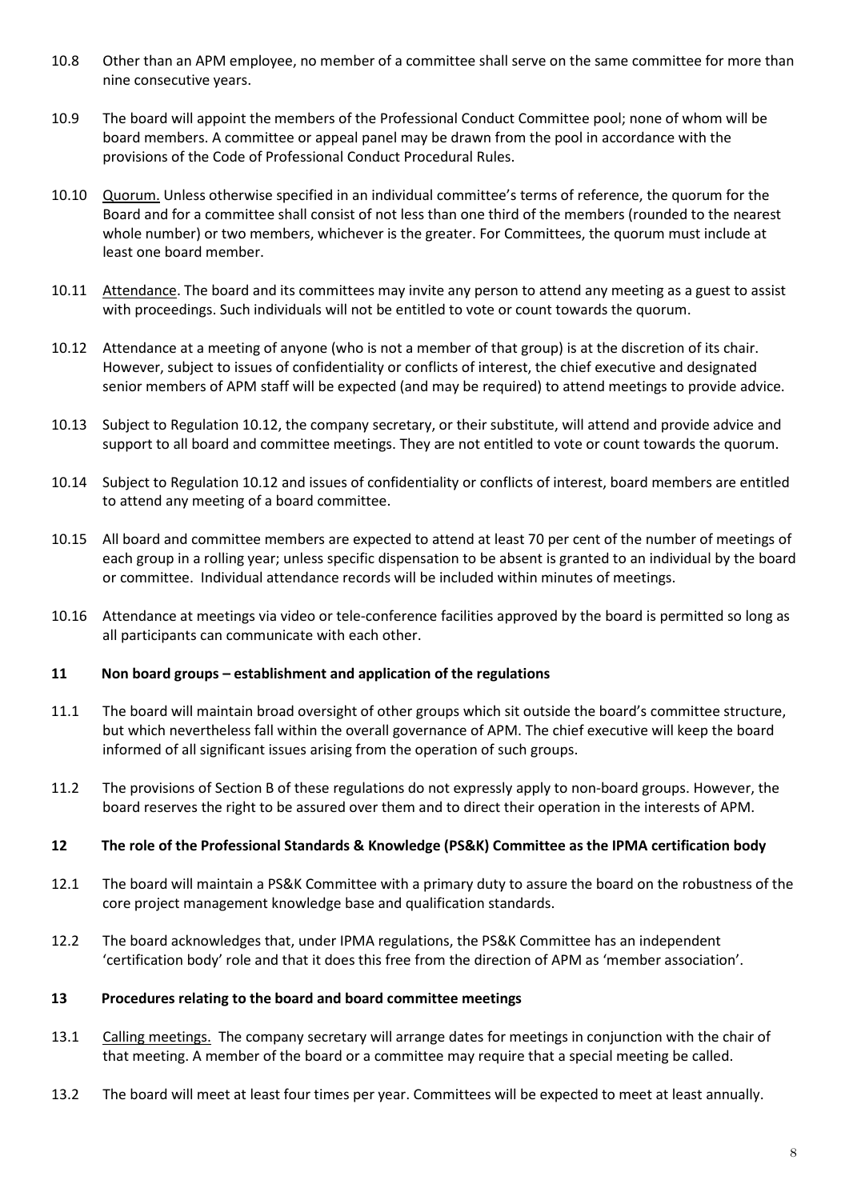10.8 Other than an APM employee, no member of a committee shall serve on the same committee for more than nine consecutive years.

10.9 The board will appoint the members of the Professional Conduct Committee pool; none of whom will be board members. A committee or appeal panel may be drawn from the pool in accordance with the provisions of the Code of Professional Conduct Procedural Rules.

10.10 Quorum. Unless otherwise specified in an individual committee's terms of reference, the quorum for the Board and for a committee shall consist of not less than one third of the members (rounded to the nearest whole number) or two members, whichever is the greater. For Committees, the quorum must include at least one board member.

10.11 Attendance. The board and its committees may invite any person to attend any meeting as a guest to assist with proceedings. Such individuals will not be entitled to vote or count towards the quorum.

10.12 Attendance at a meeting of anyone (who is not a member of that group) is at the discretion of its chair. However, subject to issues of confidentiality or conflicts of interest, the chief executive and designated senior members of APM staff will be expected (and may be required) to attend meetings to provide advice.

10.13 Subject to Regulation 10.12, the company secretary, or their substitute, will attend and provide advice and support to all board and committee meetings. They are not entitled to vote or count towards the quorum.

10.14 Subject to Regulation 10.12 and issues of confidentiality or conflicts of interest, board members are entitled to attend any meeting of a board committee.

10.15 All board and committee members are expected to attend at least 70 per cent of the number of meetings of each group in a rolling year; unless specific dispensation to be absent is granted to an individual by the board or committee. Individual attendance records will be included within minutes of meetings.

10.16 Attendance at meetings via video or tele-conference facilities approved by the board is permitted so long as all participants can communicate with each other.

## 11 Non board groups – establishment and application of the regulations

11.1 The board will maintain broad oversight of other groups which sit outside the board's committee structure, but which nevertheless fall within the overall governance of APM. The chief executive will keep the board informed of all significant issues arising from the operation of such groups.

11.2 The provisions of Section B of these regulations do not expressly apply to non-board groups. However, the board reserves the right to be assured over them and to direct their operation in the interests of APM.

## 12 The role of the Professional Standards & Knowledge (PS&K) Committee as the IPMA certification body

12.1 The board will maintain a PS&K Committee with a primary duty to assure the board on the robustness of the core project management knowledge base and qualification standards.

12.2 The board acknowledges that, under IPMA regulations, the PS&K Committee has an independent 'certification body' role and that it does this free from the direction of APM as 'member association'.

## 13 Procedures relating to the board and board committee meetings

13.1 Calling meetings. The company secretary will arrange dates for meetings in conjunction with the chair of that meeting. A member of the board or a committee may require that a special meeting be called.

13.2 The board will meet at least four times per year. Committees will be expected to meet at least annually.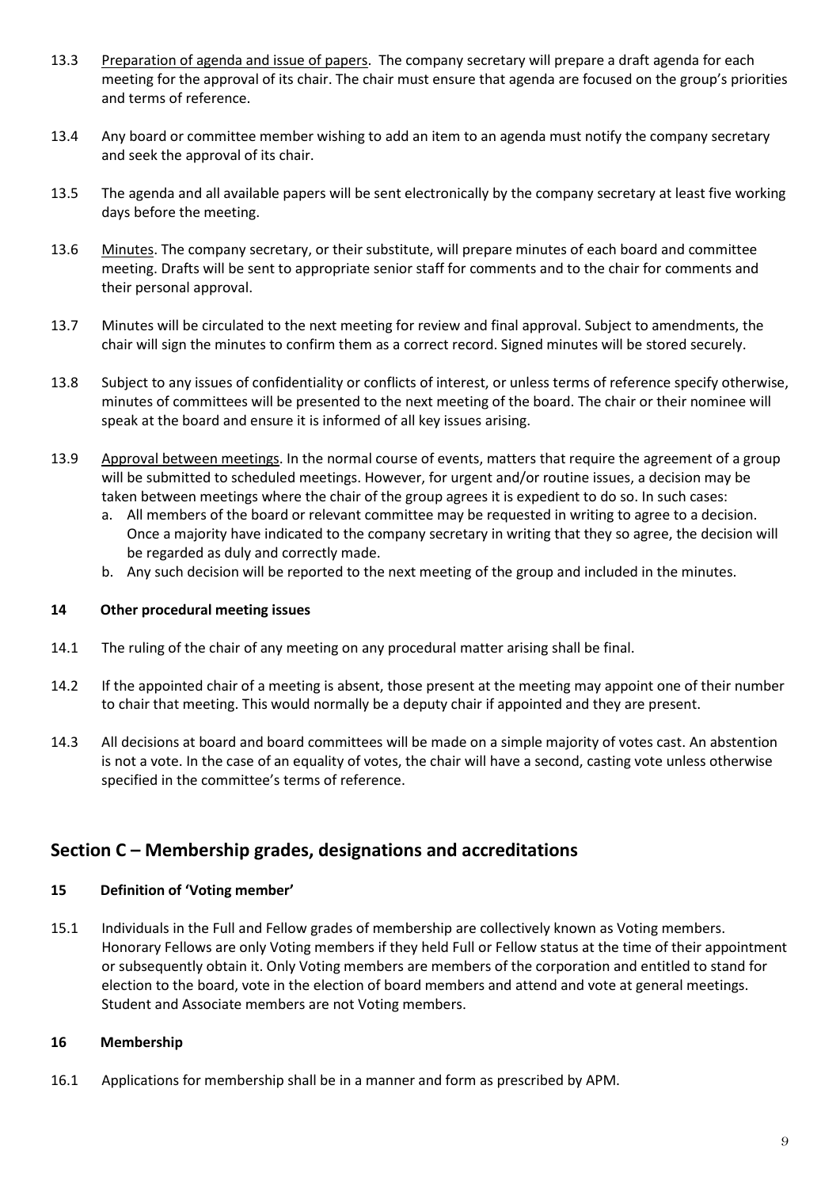13.3 Preparation of agenda and issue of papers. The company secretary will prepare a draft agenda for each meeting for the approval of its chair. The chair must ensure that agenda are focused on the group's priorities and terms of reference.

13.4 Any board or committee member wishing to add an item to an agenda must notify the company secretary and seek the approval of its chair.

13.5 The agenda and all available papers will be sent electronically by the company secretary at least five working days before the meeting.

13.6 Minutes. The company secretary, or their substitute, will prepare minutes of each board and committee meeting. Drafts will be sent to appropriate senior staff for comments and to the chair for comments and their personal approval.

13.7 Minutes will be circulated to the next meeting for review and final approval. Subject to amendments, the chair will sign the minutes to confirm them as a correct record. Signed minutes will be stored securely.

13.8 Subject to any issues of confidentiality or conflicts of interest, or unless terms of reference specify otherwise, minutes of committees will be presented to the next meeting of the board. The chair or their nominee will speak at the board and ensure it is informed of all key issues arising.

13.9 Approval between meetings. In the normal course of events, matters that require the agreement of a group will be submitted to scheduled meetings. However, for urgent and/or routine issues, a decision may be taken between meetings where the chair of the group agrees it is expedient to do so. In such cases:

a. All members of the board or relevant committee may be requested in writing to agree to a decision. Once a majority have indicated to the company secretary in writing that they so agree, the decision will be regarded as duly and correctly made.
b. Any such decision will be reported to the next meeting of the group and included in the minutes.

**14 Other procedural meeting issues**

14.1 The ruling of the chair of any meeting on any procedural matter arising shall be final.

14.2 If the appointed chair of a meeting is absent, those present at the meeting may appoint one of their number to chair that meeting. This would normally be a deputy chair if appointed and they are present.

14.3 All decisions at board and board committees will be made on a simple majority of votes cast. An abstention is not a vote. In the case of an equality of votes, the chair will have a second, casting vote unless otherwise specified in the committee's terms of reference.

## Section C – Membership grades, designations and accreditations

**15 Definition of 'Voting member'**

15.1 Individuals in the Full and Fellow grades of membership are collectively known as Voting members. Honorary Fellows are only Voting members if they held Full or Fellow status at the time of their appointment or subsequently obtain it. Only Voting members are members of the corporation and entitled to stand for election to the board, vote in the election of board members and attend and vote at general meetings. Student and Associate members are not Voting members.

**16 Membership**

16.1 Applications for membership shall be in a manner and form as prescribed by APM.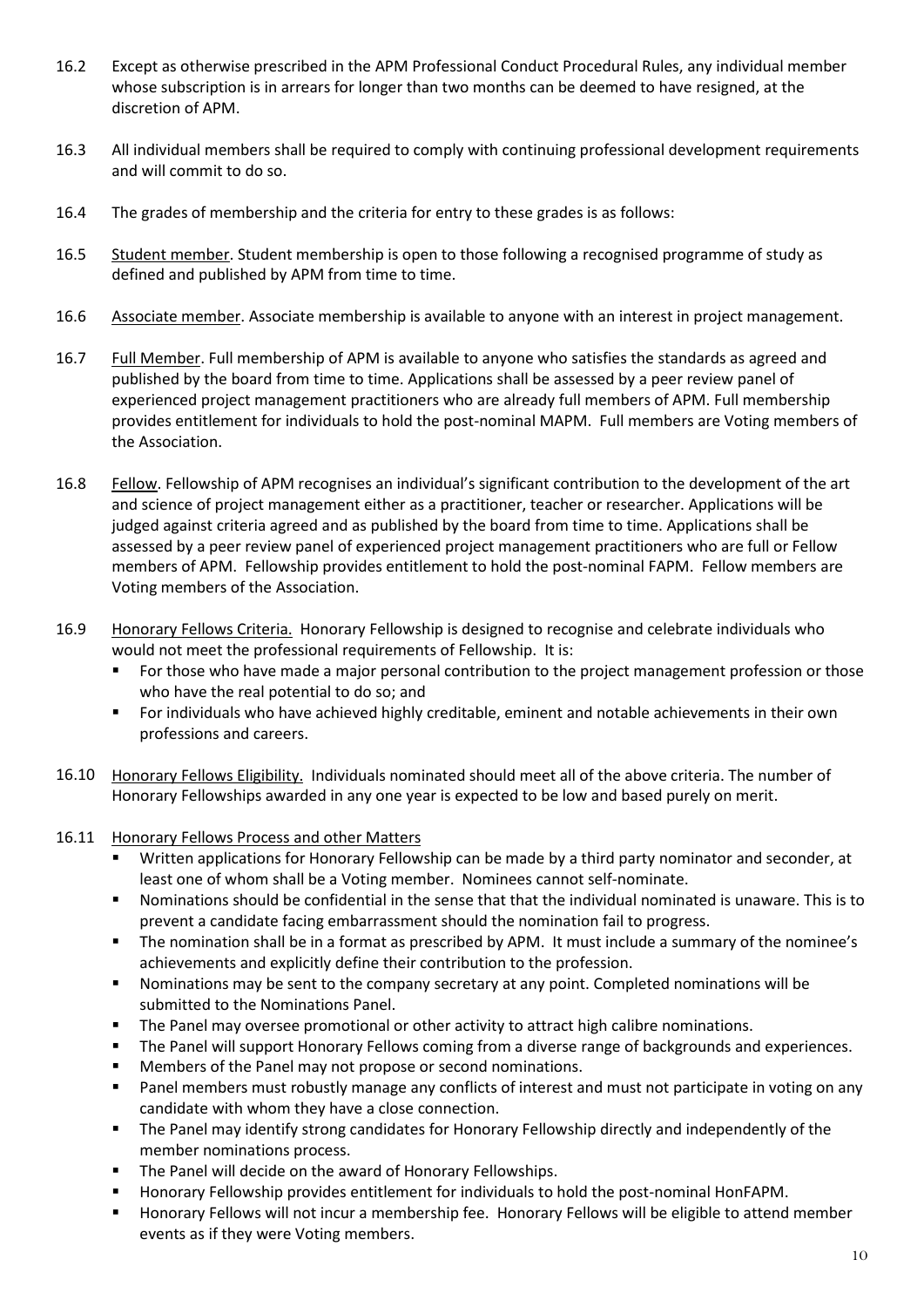16.2 Except as otherwise prescribed in the APM Professional Conduct Procedural Rules, any individual member whose subscription is in arrears for longer than two months can be deemed to have resigned, at the discretion of APM.

16.3 All individual members shall be required to comply with continuing professional development requirements and will commit to do so.

16.4 The grades of membership and the criteria for entry to these grades is as follows:

16.5 Student member. Student membership is open to those following a recognised programme of study as defined and published by APM from time to time.

16.6 Associate member. Associate membership is available to anyone with an interest in project management.

16.7 Full Member. Full membership of APM is available to anyone who satisfies the standards as agreed and published by the board from time to time. Applications shall be assessed by a peer review panel of experienced project management practitioners who are already full members of APM. Full membership provides entitlement for individuals to hold the post-nominal MAPM. Full members are Voting members of the Association.

16.8 Fellow. Fellowship of APM recognises an individual's significant contribution to the development of the art and science of project management either as a practitioner, teacher or researcher. Applications will be judged against criteria agreed and as published by the board from time to time. Applications shall be assessed by a peer review panel of experienced project management practitioners who are full or Fellow members of APM. Fellowship provides entitlement to hold the post-nominal FAPM. Fellow members are Voting members of the Association.

16.9 Honorary Fellows Criteria. Honorary Fellowship is designed to recognise and celebrate individuals who would not meet the professional requirements of Fellowship. It is:

- For those who have made a major personal contribution to the project management profession or those who have the real potential to do so; and
- For individuals who have achieved highly creditable, eminent and notable achievements in their own professions and careers.

16.10 Honorary Fellows Eligibility. Individuals nominated should meet all of the above criteria. The number of Honorary Fellowships awarded in any one year is expected to be low and based purely on merit.

16.11 Honorary Fellows Process and other Matters

- Written applications for Honorary Fellowship can be made by a third party nominator and seconder, at least one of whom shall be a Voting member. Nominees cannot self-nominate.
- Nominations should be confidential in the sense that that the individual nominated is unaware. This is to prevent a candidate facing embarrassment should the nomination fail to progress.
- The nomination shall be in a format as prescribed by APM. It must include a summary of the nominee's achievements and explicitly define their contribution to the profession.
- Nominations may be sent to the company secretary at any point. Completed nominations will be submitted to the Nominations Panel.
- The Panel may oversee promotional or other activity to attract high calibre nominations.
- The Panel will support Honorary Fellows coming from a diverse range of backgrounds and experiences.
- Members of the Panel may not propose or second nominations.
- Panel members must robustly manage any conflicts of interest and must not participate in voting on any candidate with whom they have a close connection.
- The Panel may identify strong candidates for Honorary Fellowship directly and independently of the member nominations process.
- The Panel will decide on the award of Honorary Fellowships.
- Honorary Fellowship provides entitlement for individuals to hold the post-nominal HonFAPM.
- Honorary Fellows will not incur a membership fee. Honorary Fellows will be eligible to attend member events as if they were Voting members.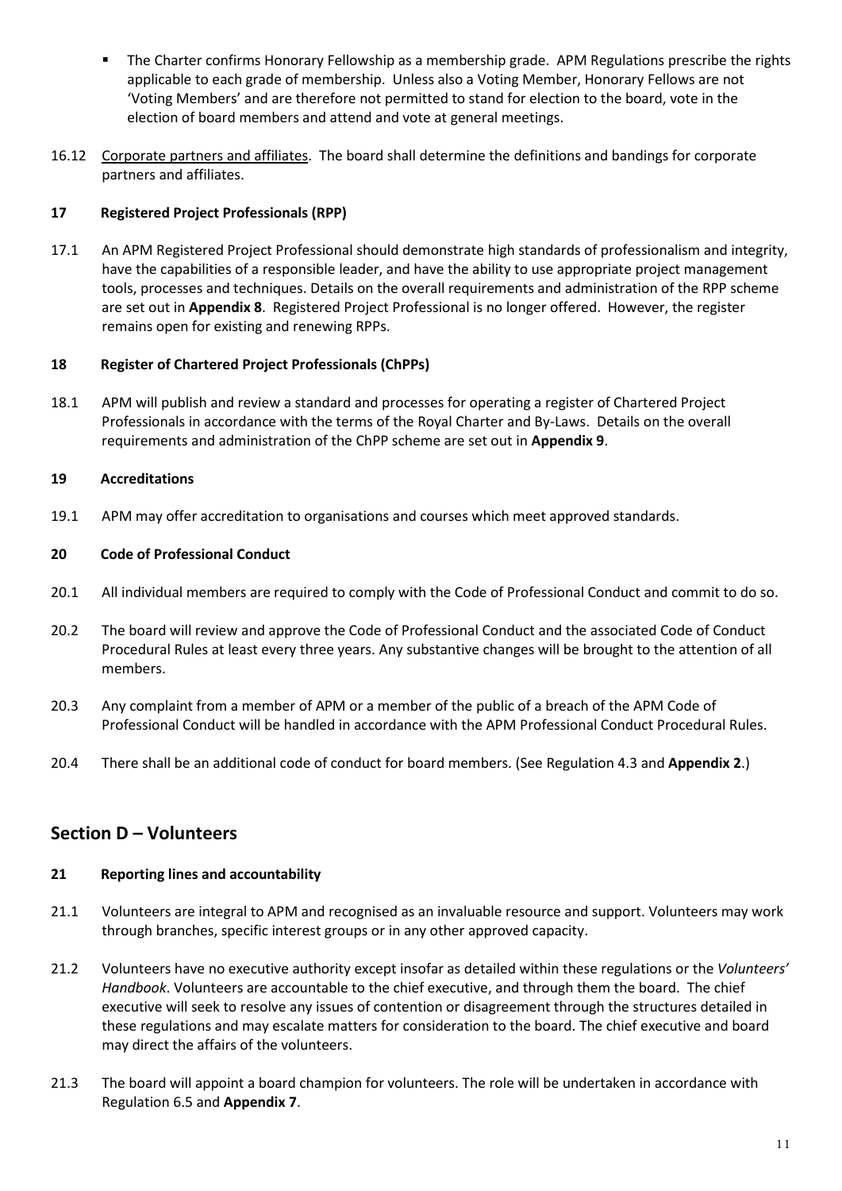- The Charter confirms Honorary Fellowship as a membership grade. APM Regulations prescribe the rights applicable to each grade of membership. Unless also a Voting Member, Honorary Fellows are not 'Voting Members' and are therefore not permitted to stand for election to the board, vote in the election of board members and attend and vote at general meetings.

16.12 Corporate partners and affiliates. The board shall determine the definitions and bandings for corporate partners and affiliates.

### 17 Registered Project Professionals (RPP)

17.1 An APM Registered Project Professional should demonstrate high standards of professionalism and integrity, have the capabilities of a responsible leader, and have the ability to use appropriate project management tools, processes and techniques. Details on the overall requirements and administration of the RPP scheme are set out in **Appendix 8**. Registered Project Professional is no longer offered. However, the register remains open for existing and renewing RPPs.

### 18 Register of Chartered Project Professionals (ChPPs)

18.1 APM will publish and review a standard and processes for operating a register of Chartered Project Professionals in accordance with the terms of the Royal Charter and By-Laws. Details on the overall requirements and administration of the ChPP scheme are set out in **Appendix 9**.

### 19 Accreditations

19.1 APM may offer accreditation to organisations and courses which meet approved standards.

### 20 Code of Professional Conduct

20.1 All individual members are required to comply with the Code of Professional Conduct and commit to do so.

20.2 The board will review and approve the Code of Professional Conduct and the associated Code of Conduct Procedural Rules at least every three years. Any substantive changes will be brought to the attention of all members.

20.3 Any complaint from a member of APM or a member of the public of a breach of the APM Code of Professional Conduct will be handled in accordance with the APM Professional Conduct Procedural Rules.

20.4 There shall be an additional code of conduct for board members. (See Regulation 4.3 and **Appendix 2**.)

## Section D – Volunteers

### 21 Reporting lines and accountability

21.1 Volunteers are integral to APM and recognised as an invaluable resource and support. Volunteers may work through branches, specific interest groups or in any other approved capacity.

21.2 Volunteers have no executive authority except insofar as detailed within these regulations or the *Volunteers' Handbook*. Volunteers are accountable to the chief executive, and through them the board. The chief executive will seek to resolve any issues of contention or disagreement through the structures detailed in these regulations and may escalate matters for consideration to the board. The chief executive and board may direct the affairs of the volunteers.

21.3 The board will appoint a board champion for volunteers. The role will be undertaken in accordance with Regulation 6.5 and **Appendix 7**.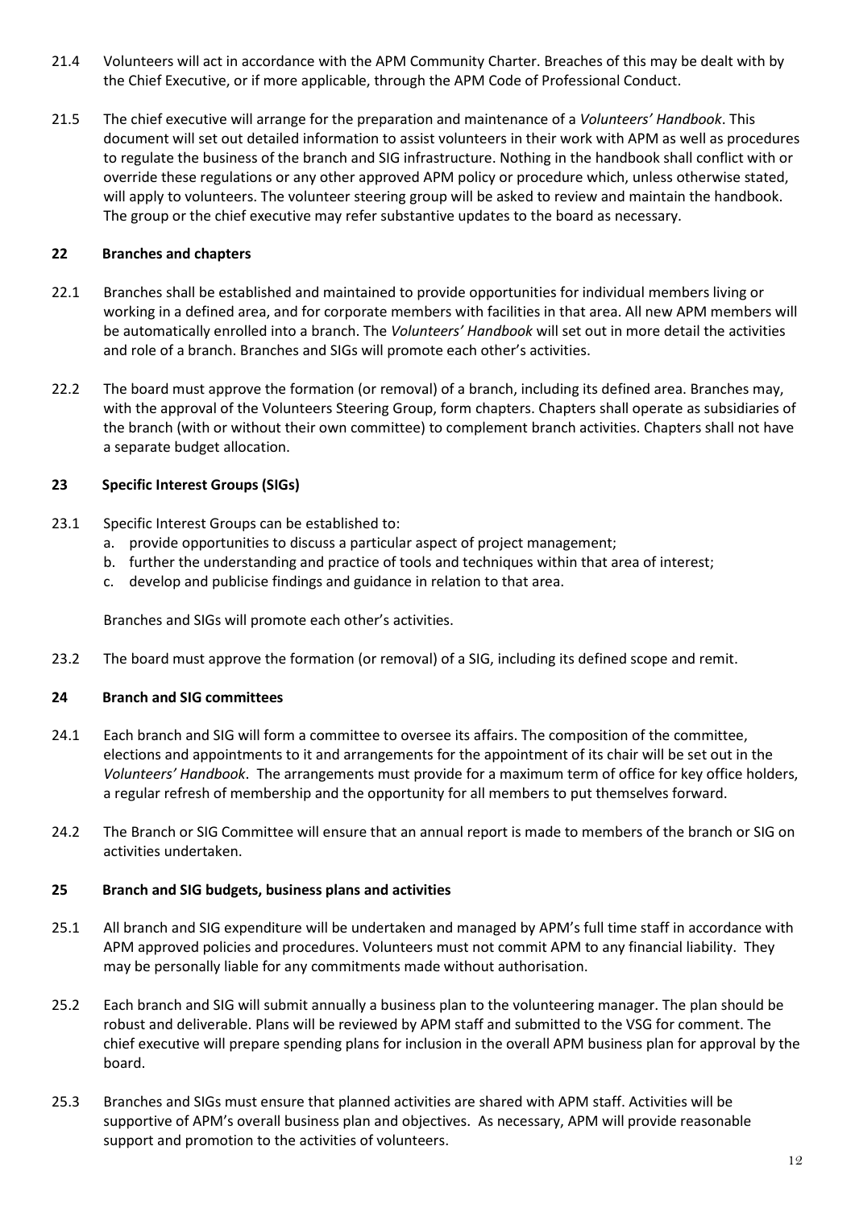21.4 Volunteers will act in accordance with the APM Community Charter. Breaches of this may be dealt with by the Chief Executive, or if more applicable, through the APM Code of Professional Conduct.

21.5 The chief executive will arrange for the preparation and maintenance of a *Volunteers' Handbook*. This document will set out detailed information to assist volunteers in their work with APM as well as procedures to regulate the business of the branch and SIG infrastructure. Nothing in the handbook shall conflict with or override these regulations or any other approved APM policy or procedure which, unless otherwise stated, will apply to volunteers. The volunteer steering group will be asked to review and maintain the handbook. The group or the chief executive may refer substantive updates to the board as necessary.

## 22 Branches and chapters

22.1 Branches shall be established and maintained to provide opportunities for individual members living or working in a defined area, and for corporate members with facilities in that area. All new APM members will be automatically enrolled into a branch. The *Volunteers' Handbook* will set out in more detail the activities and role of a branch. Branches and SIGs will promote each other's activities.

22.2 The board must approve the formation (or removal) of a branch, including its defined area. Branches may, with the approval of the Volunteers Steering Group, form chapters. Chapters shall operate as subsidiaries of the branch (with or without their own committee) to complement branch activities. Chapters shall not have a separate budget allocation.

## 23 Specific Interest Groups (SIGs)

23.1 Specific Interest Groups can be established to:

a. provide opportunities to discuss a particular aspect of project management;
b. further the understanding and practice of tools and techniques within that area of interest;
c. develop and publicise findings and guidance in relation to that area.

Branches and SIGs will promote each other's activities.

23.2 The board must approve the formation (or removal) of a SIG, including its defined scope and remit.

## 24 Branch and SIG committees

24.1 Each branch and SIG will form a committee to oversee its affairs. The composition of the committee, elections and appointments to it and arrangements for the appointment of its chair will be set out in the *Volunteers' Handbook*. The arrangements must provide for a maximum term of office for key office holders, a regular refresh of membership and the opportunity for all members to put themselves forward.

24.2 The Branch or SIG Committee will ensure that an annual report is made to members of the branch or SIG on activities undertaken.

## 25 Branch and SIG budgets, business plans and activities

25.1 All branch and SIG expenditure will be undertaken and managed by APM's full time staff in accordance with APM approved policies and procedures. Volunteers must not commit APM to any financial liability. They may be personally liable for any commitments made without authorisation.

25.2 Each branch and SIG will submit annually a business plan to the volunteering manager. The plan should be robust and deliverable. Plans will be reviewed by APM staff and submitted to the VSG for comment. The chief executive will prepare spending plans for inclusion in the overall APM business plan for approval by the board.

25.3 Branches and SIGs must ensure that planned activities are shared with APM staff. Activities will be supportive of APM's overall business plan and objectives. As necessary, APM will provide reasonable support and promotion to the activities of volunteers.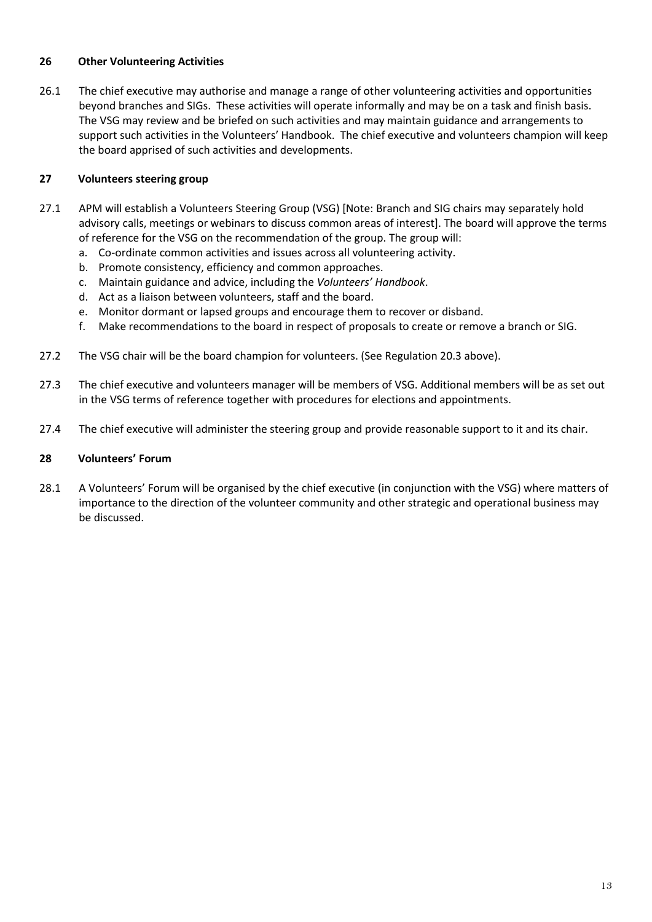## 26 Other Volunteering Activities

26.1 The chief executive may authorise and manage a range of other volunteering activities and opportunities beyond branches and SIGs. These activities will operate informally and may be on a task and finish basis. The VSG may review and be briefed on such activities and may maintain guidance and arrangements to support such activities in the Volunteers' Handbook. The chief executive and volunteers champion will keep the board apprised of such activities and developments.

## 27 Volunteers steering group

27.1 APM will establish a Volunteers Steering Group (VSG) [Note: Branch and SIG chairs may separately hold advisory calls, meetings or webinars to discuss common areas of interest]. The board will approve the terms of reference for the VSG on the recommendation of the group. The group will:

a. Co-ordinate common activities and issues across all volunteering activity.
b. Promote consistency, efficiency and common approaches.
c. Maintain guidance and advice, including the *Volunteers' Handbook*.
d. Act as a liaison between volunteers, staff and the board.
e. Monitor dormant or lapsed groups and encourage them to recover or disband.
f. Make recommendations to the board in respect of proposals to create or remove a branch or SIG.

27.2 The VSG chair will be the board champion for volunteers. (See Regulation 20.3 above).

27.3 The chief executive and volunteers manager will be members of VSG. Additional members will be as set out in the VSG terms of reference together with procedures for elections and appointments.

27.4 The chief executive will administer the steering group and provide reasonable support to it and its chair.

## 28 Volunteers' Forum

28.1 A Volunteers' Forum will be organised by the chief executive (in conjunction with the VSG) where matters of importance to the direction of the volunteer community and other strategic and operational business may be discussed.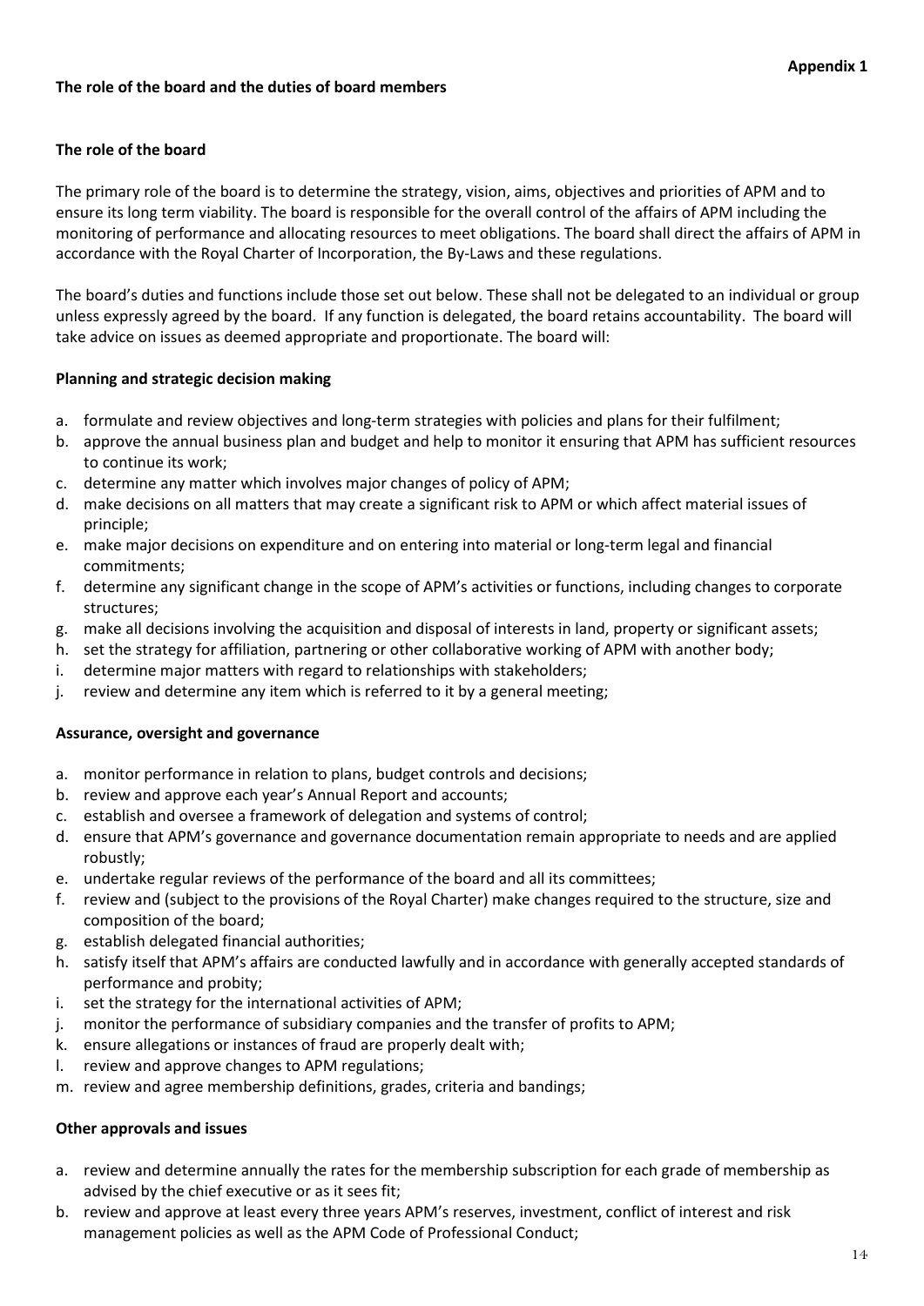**Appendix 1**

## The role of the board and the duties of board members

### The role of the board

The primary role of the board is to determine the strategy, vision, aims, objectives and priorities of APM and to ensure its long term viability. The board is responsible for the overall control of the affairs of APM including the monitoring of performance and allocating resources to meet obligations. The board shall direct the affairs of APM in accordance with the Royal Charter of Incorporation, the By-Laws and these regulations.

The board's duties and functions include those set out below. These shall not be delegated to an individual or group unless expressly agreed by the board. If any function is delegated, the board retains accountability. The board will take advice on issues as deemed appropriate and proportionate. The board will:

### Planning and strategic decision making

a. formulate and review objectives and long-term strategies with policies and plans for their fulfilment;
b. approve the annual business plan and budget and help to monitor it ensuring that APM has sufficient resources to continue its work;
c. determine any matter which involves major changes of policy of APM;
d. make decisions on all matters that may create a significant risk to APM or which affect material issues of principle;
e. make major decisions on expenditure and on entering into material or long-term legal and financial commitments;
f. determine any significant change in the scope of APM's activities or functions, including changes to corporate structures;
g. make all decisions involving the acquisition and disposal of interests in land, property or significant assets;
h. set the strategy for affiliation, partnering or other collaborative working of APM with another body;
i. determine major matters with regard to relationships with stakeholders;
j. review and determine any item which is referred to it by a general meeting;

### Assurance, oversight and governance

a. monitor performance in relation to plans, budget controls and decisions;
b. review and approve each year's Annual Report and accounts;
c. establish and oversee a framework of delegation and systems of control;
d. ensure that APM's governance and governance documentation remain appropriate to needs and are applied robustly;
e. undertake regular reviews of the performance of the board and all its committees;
f. review and (subject to the provisions of the Royal Charter) make changes required to the structure, size and composition of the board;
g. establish delegated financial authorities;
h. satisfy itself that APM's affairs are conducted lawfully and in accordance with generally accepted standards of performance and probity;
i. set the strategy for the international activities of APM;
j. monitor the performance of subsidiary companies and the transfer of profits to APM;
k. ensure allegations or instances of fraud are properly dealt with;
l. review and approve changes to APM regulations;
m. review and agree membership definitions, grades, criteria and bandings;

### Other approvals and issues

a. review and determine annually the rates for the membership subscription for each grade of membership as advised by the chief executive or as it sees fit;
b. review and approve at least every three years APM's reserves, investment, conflict of interest and risk management policies as well as the APM Code of Professional Conduct;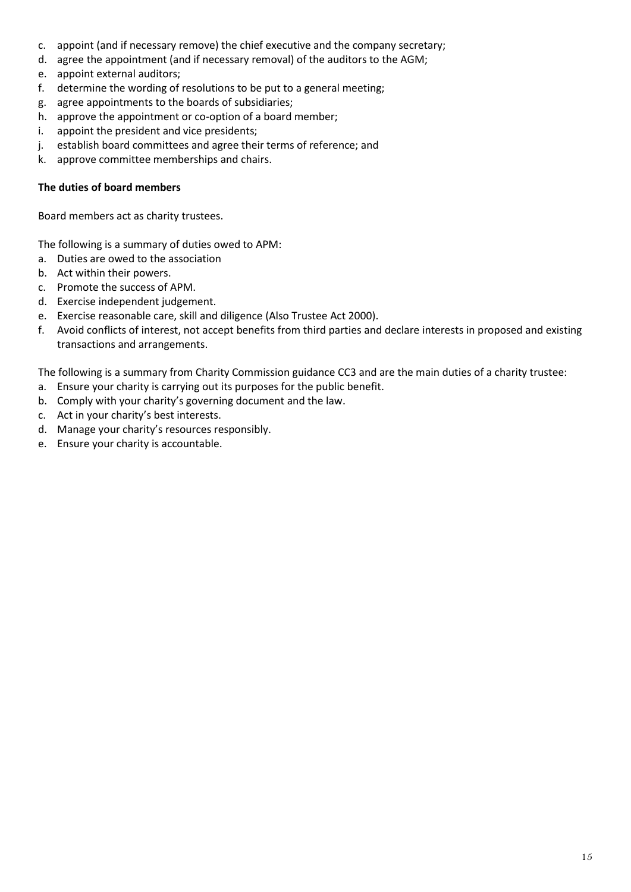c. appoint (and if necessary remove) the chief executive and the company secretary;
d. agree the appointment (and if necessary removal) of the auditors to the AGM;
e. appoint external auditors;
f. determine the wording of resolutions to be put to a general meeting;
g. agree appointments to the boards of subsidiaries;
h. approve the appointment or co-option of a board member;
i. appoint the president and vice presidents;
j. establish board committees and agree their terms of reference; and
k. approve committee memberships and chairs.

**The duties of board members**

Board members act as charity trustees.

The following is a summary of duties owed to APM:

a. Duties are owed to the association
b. Act within their powers.
c. Promote the success of APM.
d. Exercise independent judgement.
e. Exercise reasonable care, skill and diligence (Also Trustee Act 2000).
f. Avoid conflicts of interest, not accept benefits from third parties and declare interests in proposed and existing transactions and arrangements.

The following is a summary from Charity Commission guidance CC3 and are the main duties of a charity trustee:

a. Ensure your charity is carrying out its purposes for the public benefit.
b. Comply with your charity's governing document and the law.
c. Act in your charity's best interests.
d. Manage your charity's resources responsibly.
e. Ensure your charity is accountable.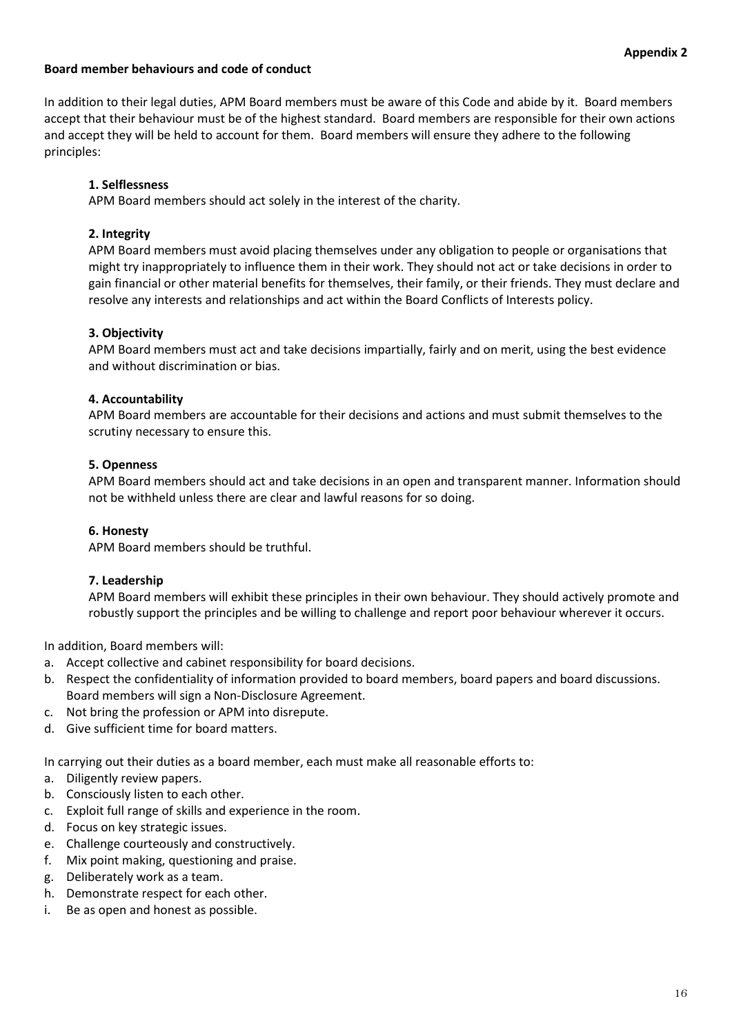**Appendix 2**

## Board member behaviours and code of conduct

In addition to their legal duties, APM Board members must be aware of this Code and abide by it. Board members accept that their behaviour must be of the highest standard. Board members are responsible for their own actions and accept they will be held to account for them. Board members will ensure they adhere to the following principles:

### 1. Selflessness

APM Board members should act solely in the interest of the charity.

### 2. Integrity

APM Board members must avoid placing themselves under any obligation to people or organisations that might try inappropriately to influence them in their work. They should not act or take decisions in order to gain financial or other material benefits for themselves, their family, or their friends. They must declare and resolve any interests and relationships and act within the Board Conflicts of Interests policy.

### 3. Objectivity

APM Board members must act and take decisions impartially, fairly and on merit, using the best evidence and without discrimination or bias.

### 4. Accountability

APM Board members are accountable for their decisions and actions and must submit themselves to the scrutiny necessary to ensure this.

### 5. Openness

APM Board members should act and take decisions in an open and transparent manner. Information should not be withheld unless there are clear and lawful reasons for so doing.

### 6. Honesty

APM Board members should be truthful.

### 7. Leadership

APM Board members will exhibit these principles in their own behaviour. They should actively promote and robustly support the principles and be willing to challenge and report poor behaviour wherever it occurs.

In addition, Board members will:

a. Accept collective and cabinet responsibility for board decisions.
b. Respect the confidentiality of information provided to board members, board papers and board discussions. Board members will sign a Non-Disclosure Agreement.
c. Not bring the profession or APM into disrepute.
d. Give sufficient time for board matters.

In carrying out their duties as a board member, each must make all reasonable efforts to:

a. Diligently review papers.
b. Consciously listen to each other.
c. Exploit full range of skills and experience in the room.
d. Focus on key strategic issues.
e. Challenge courteously and constructively.
f. Mix point making, questioning and praise.
g. Deliberately work as a team.
h. Demonstrate respect for each other.
i. Be as open and honest as possible.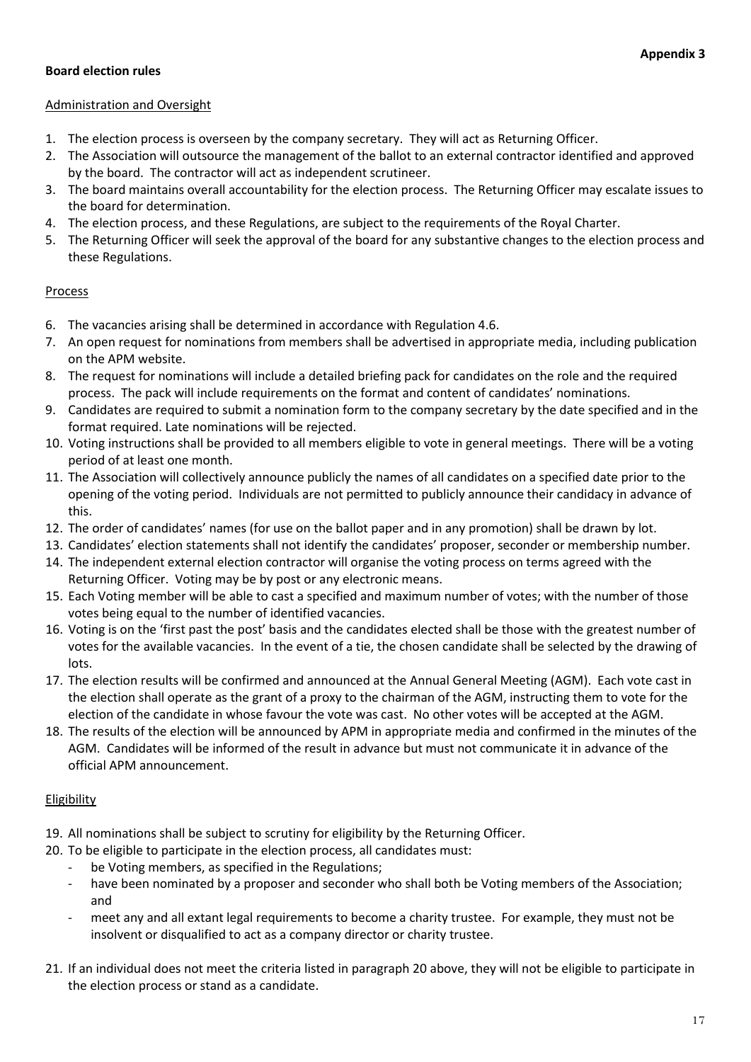**Appendix 3**

**Board election rules**

Administration and Oversight

1. The election process is overseen by the company secretary. They will act as Returning Officer.
2. The Association will outsource the management of the ballot to an external contractor identified and approved by the board. The contractor will act as independent scrutineer.
3. The board maintains overall accountability for the election process. The Returning Officer may escalate issues to the board for determination.
4. The election process, and these Regulations, are subject to the requirements of the Royal Charter.
5. The Returning Officer will seek the approval of the board for any substantive changes to the election process and these Regulations.

Process

6. The vacancies arising shall be determined in accordance with Regulation 4.6.
7. An open request for nominations from members shall be advertised in appropriate media, including publication on the APM website.
8. The request for nominations will include a detailed briefing pack for candidates on the role and the required process. The pack will include requirements on the format and content of candidates' nominations.
9. Candidates are required to submit a nomination form to the company secretary by the date specified and in the format required. Late nominations will be rejected.
10. Voting instructions shall be provided to all members eligible to vote in general meetings. There will be a voting period of at least one month.
11. The Association will collectively announce publicly the names of all candidates on a specified date prior to the opening of the voting period. Individuals are not permitted to publicly announce their candidacy in advance of this.
12. The order of candidates' names (for use on the ballot paper and in any promotion) shall be drawn by lot.
13. Candidates' election statements shall not identify the candidates' proposer, seconder or membership number.
14. The independent external election contractor will organise the voting process on terms agreed with the Returning Officer. Voting may be by post or any electronic means.
15. Each Voting member will be able to cast a specified and maximum number of votes; with the number of those votes being equal to the number of identified vacancies.
16. Voting is on the 'first past the post' basis and the candidates elected shall be those with the greatest number of votes for the available vacancies. In the event of a tie, the chosen candidate shall be selected by the drawing of lots.
17. The election results will be confirmed and announced at the Annual General Meeting (AGM). Each vote cast in the election shall operate as the grant of a proxy to the chairman of the AGM, instructing them to vote for the election of the candidate in whose favour the vote was cast. No other votes will be accepted at the AGM.
18. The results of the election will be announced by APM in appropriate media and confirmed in the minutes of the AGM. Candidates will be informed of the result in advance but must not communicate it in advance of the official APM announcement.

Eligibility

19. All nominations shall be subject to scrutiny for eligibility by the Returning Officer.
20. To be eligible to participate in the election process, all candidates must:
    - be Voting members, as specified in the Regulations;
    - have been nominated by a proposer and seconder who shall both be Voting members of the Association; and
    - meet any and all extant legal requirements to become a charity trustee. For example, they must not be insolvent or disqualified to act as a company director or charity trustee.
21. If an individual does not meet the criteria listed in paragraph 20 above, they will not be eligible to participate in the election process or stand as a candidate.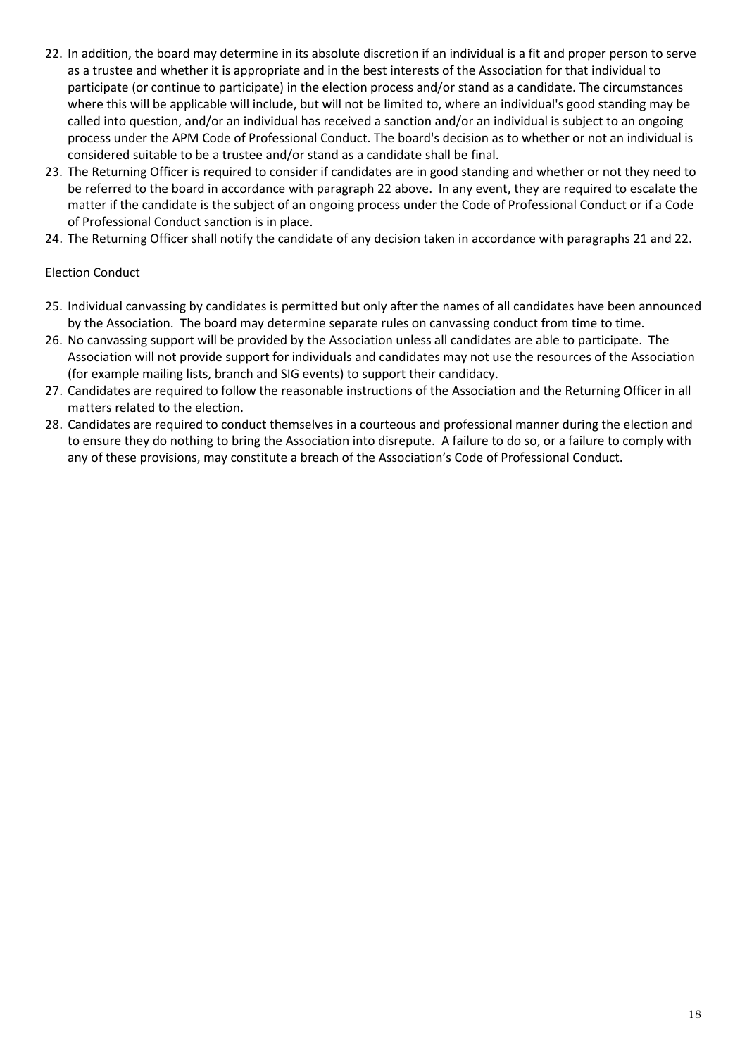22. In addition, the board may determine in its absolute discretion if an individual is a fit and proper person to serve as a trustee and whether it is appropriate and in the best interests of the Association for that individual to participate (or continue to participate) in the election process and/or stand as a candidate. The circumstances where this will be applicable will include, but will not be limited to, where an individual's good standing may be called into question, and/or an individual has received a sanction and/or an individual is subject to an ongoing process under the APM Code of Professional Conduct. The board's decision as to whether or not an individual is considered suitable to be a trustee and/or stand as a candidate shall be final.
23. The Returning Officer is required to consider if candidates are in good standing and whether or not they need to be referred to the board in accordance with paragraph 22 above. In any event, they are required to escalate the matter if the candidate is the subject of an ongoing process under the Code of Professional Conduct or if a Code of Professional Conduct sanction is in place.
24. The Returning Officer shall notify the candidate of any decision taken in accordance with paragraphs 21 and 22.

<u>Election Conduct</u>

25. Individual canvassing by candidates is permitted but only after the names of all candidates have been announced by the Association. The board may determine separate rules on canvassing conduct from time to time.
26. No canvassing support will be provided by the Association unless all candidates are able to participate. The Association will not provide support for individuals and candidates may not use the resources of the Association (for example mailing lists, branch and SIG events) to support their candidacy.
27. Candidates are required to follow the reasonable instructions of the Association and the Returning Officer in all matters related to the election.
28. Candidates are required to conduct themselves in a courteous and professional manner during the election and to ensure they do nothing to bring the Association into disrepute. A failure to do so, or a failure to comply with any of these provisions, may constitute a breach of the Association's Code of Professional Conduct.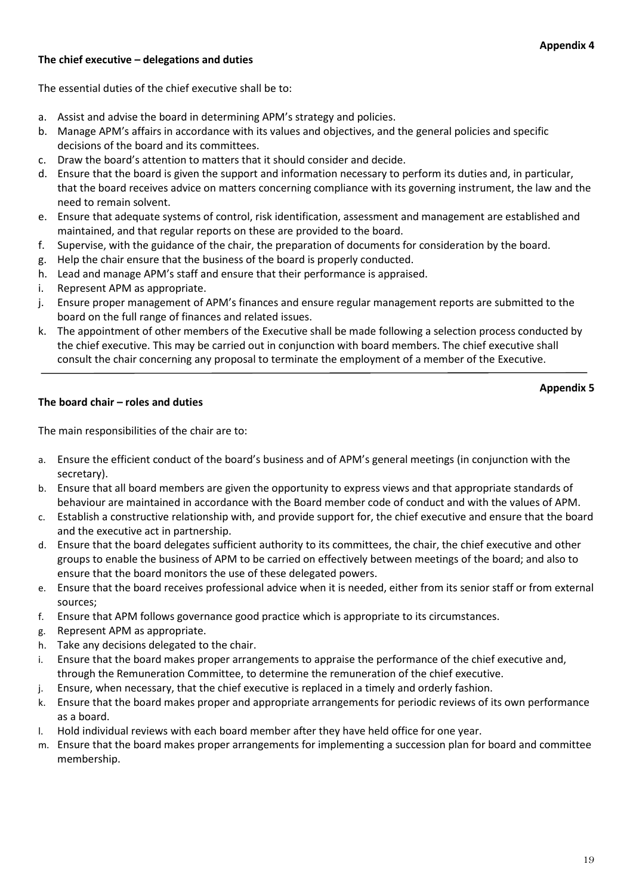**Appendix 4**

## The chief executive – delegations and duties

The essential duties of the chief executive shall be to:

a. Assist and advise the board in determining APM's strategy and policies.
b. Manage APM's affairs in accordance with its values and objectives, and the general policies and specific decisions of the board and its committees.
c. Draw the board's attention to matters that it should consider and decide.
d. Ensure that the board is given the support and information necessary to perform its duties and, in particular, that the board receives advice on matters concerning compliance with its governing instrument, the law and the need to remain solvent.
e. Ensure that adequate systems of control, risk identification, assessment and management are established and maintained, and that regular reports on these are provided to the board.
f. Supervise, with the guidance of the chair, the preparation of documents for consideration by the board.
g. Help the chair ensure that the business of the board is properly conducted.
h. Lead and manage APM's staff and ensure that their performance is appraised.
i. Represent APM as appropriate.
j. Ensure proper management of APM's finances and ensure regular management reports are submitted to the board on the full range of finances and related issues.
k. The appointment of other members of the Executive shall be made following a selection process conducted by the chief executive. This may be carried out in conjunction with board members. The chief executive shall consult the chair concerning any proposal to terminate the employment of a member of the Executive.

---

**Appendix 5**

## The board chair – roles and duties

The main responsibilities of the chair are to:

a. Ensure the efficient conduct of the board's business and of APM's general meetings (in conjunction with the secretary).
b. Ensure that all board members are given the opportunity to express views and that appropriate standards of behaviour are maintained in accordance with the Board member code of conduct and with the values of APM.
c. Establish a constructive relationship with, and provide support for, the chief executive and ensure that the board and the executive act in partnership.
d. Ensure that the board delegates sufficient authority to its committees, the chair, the chief executive and other groups to enable the business of APM to be carried on effectively between meetings of the board; and also to ensure that the board monitors the use of these delegated powers.
e. Ensure that the board receives professional advice when it is needed, either from its senior staff or from external sources;
f. Ensure that APM follows governance good practice which is appropriate to its circumstances.
g. Represent APM as appropriate.
h. Take any decisions delegated to the chair.
i. Ensure that the board makes proper arrangements to appraise the performance of the chief executive and, through the Remuneration Committee, to determine the remuneration of the chief executive.
j. Ensure, when necessary, that the chief executive is replaced in a timely and orderly fashion.
k. Ensure that the board makes proper and appropriate arrangements for periodic reviews of its own performance as a board.
l. Hold individual reviews with each board member after they have held office for one year.
m. Ensure that the board makes proper arrangements for implementing a succession plan for board and committee membership.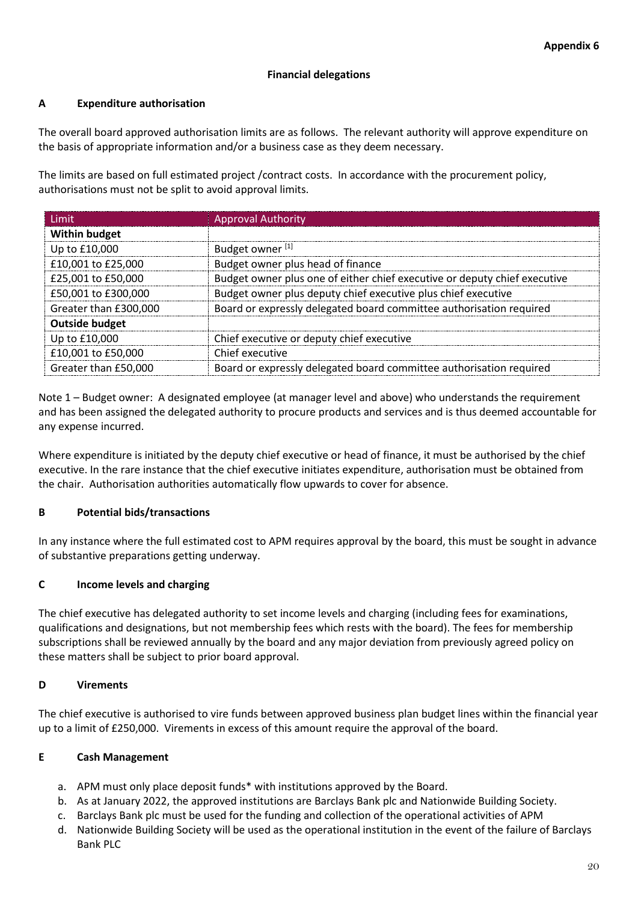**Appendix 6**

## Financial delegations

### A Expenditure authorisation

The overall board approved authorisation limits are as follows. The relevant authority will approve expenditure on the basis of appropriate information and/or a business case as they deem necessary.

The limits are based on full estimated project /contract costs. In accordance with the procurement policy, authorisations must not be split to avoid approval limits.

| Limit | Approval Authority |
|---|---|
| **Within budget** | |
| Up to £10,000 | Budget owner [1] |
| £10,001 to £25,000 | Budget owner plus head of finance |
| £25,001 to £50,000 | Budget owner plus one of either chief executive or deputy chief executive |
| £50,001 to £300,000 | Budget owner plus deputy chief executive plus chief executive |
| Greater than £300,000 | Board or expressly delegated board committee authorisation required |
| **Outside budget** | |
| Up to £10,000 | Chief executive or deputy chief executive |
| £10,001 to £50,000 | Chief executive |
| Greater than £50,000 | Board or expressly delegated board committee authorisation required |

Note 1 – Budget owner: A designated employee (at manager level and above) who understands the requirement and has been assigned the delegated authority to procure products and services and is thus deemed accountable for any expense incurred.

Where expenditure is initiated by the deputy chief executive or head of finance, it must be authorised by the chief executive. In the rare instance that the chief executive initiates expenditure, authorisation must be obtained from the chair. Authorisation authorities automatically flow upwards to cover for absence.

### B Potential bids/transactions

In any instance where the full estimated cost to APM requires approval by the board, this must be sought in advance of substantive preparations getting underway.

### C Income levels and charging

The chief executive has delegated authority to set income levels and charging (including fees for examinations, qualifications and designations, but not membership fees which rests with the board). The fees for membership subscriptions shall be reviewed annually by the board and any major deviation from previously agreed policy on these matters shall be subject to prior board approval.

### D Virements

The chief executive is authorised to vire funds between approved business plan budget lines within the financial year up to a limit of £250,000. Virements in excess of this amount require the approval of the board.

### E Cash Management

a. APM must only place deposit funds* with institutions approved by the Board.
b. As at January 2022, the approved institutions are Barclays Bank plc and Nationwide Building Society.
c. Barclays Bank plc must be used for the funding and collection of the operational activities of APM
d. Nationwide Building Society will be used as the operational institution in the event of the failure of Barclays Bank PLC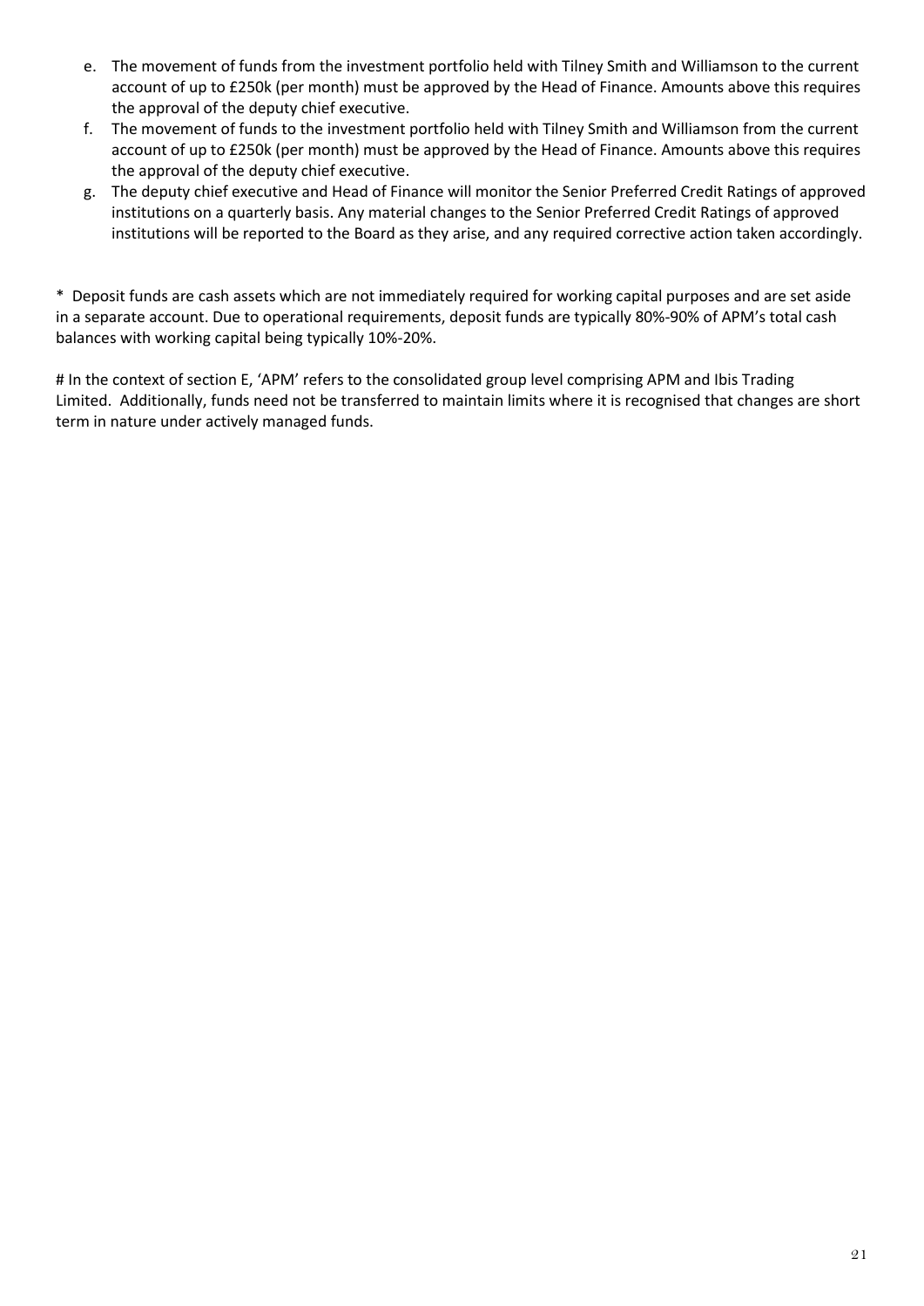e. The movement of funds from the investment portfolio held with Tilney Smith and Williamson to the current account of up to £250k (per month) must be approved by the Head of Finance. Amounts above this requires the approval of the deputy chief executive.
f. The movement of funds to the investment portfolio held with Tilney Smith and Williamson from the current account of up to £250k (per month) must be approved by the Head of Finance. Amounts above this requires the approval of the deputy chief executive.
g. The deputy chief executive and Head of Finance will monitor the Senior Preferred Credit Ratings of approved institutions on a quarterly basis. Any material changes to the Senior Preferred Credit Ratings of approved institutions will be reported to the Board as they arise, and any required corrective action taken accordingly.

* Deposit funds are cash assets which are not immediately required for working capital purposes and are set aside in a separate account. Due to operational requirements, deposit funds are typically 80%-90% of APM's total cash balances with working capital being typically 10%-20%.

# In the context of section E, 'APM' refers to the consolidated group level comprising APM and Ibis Trading Limited. Additionally, funds need not be transferred to maintain limits where it is recognised that changes are short term in nature under actively managed funds.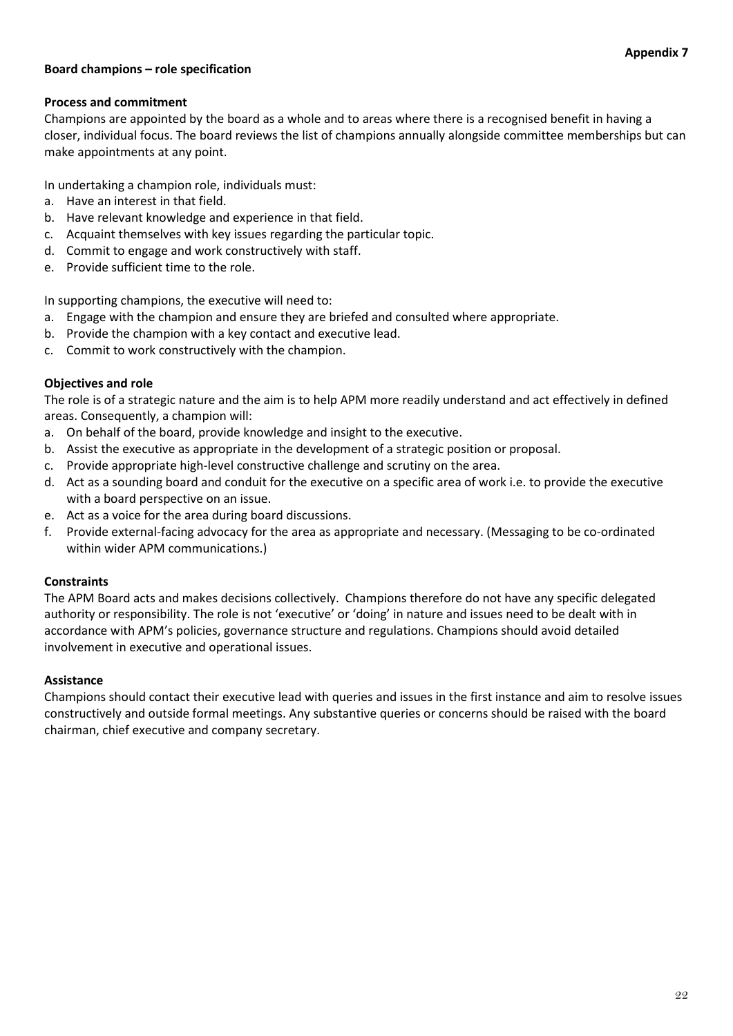**Appendix 7**

## Board champions – role specification

### Process and commitment

Champions are appointed by the board as a whole and to areas where there is a recognised benefit in having a closer, individual focus. The board reviews the list of champions annually alongside committee memberships but can make appointments at any point.

In undertaking a champion role, individuals must:

a. Have an interest in that field.
b. Have relevant knowledge and experience in that field.
c. Acquaint themselves with key issues regarding the particular topic.
d. Commit to engage and work constructively with staff.
e. Provide sufficient time to the role.

In supporting champions, the executive will need to:

a. Engage with the champion and ensure they are briefed and consulted where appropriate.
b. Provide the champion with a key contact and executive lead.
c. Commit to work constructively with the champion.

### Objectives and role

The role is of a strategic nature and the aim is to help APM more readily understand and act effectively in defined areas. Consequently, a champion will:

a. On behalf of the board, provide knowledge and insight to the executive.
b. Assist the executive as appropriate in the development of a strategic position or proposal.
c. Provide appropriate high-level constructive challenge and scrutiny on the area.
d. Act as a sounding board and conduit for the executive on a specific area of work i.e. to provide the executive with a board perspective on an issue.
e. Act as a voice for the area during board discussions.
f. Provide external-facing advocacy for the area as appropriate and necessary. (Messaging to be co-ordinated within wider APM communications.)

### Constraints

The APM Board acts and makes decisions collectively. Champions therefore do not have any specific delegated authority or responsibility. The role is not 'executive' or 'doing' in nature and issues need to be dealt with in accordance with APM's policies, governance structure and regulations. Champions should avoid detailed involvement in executive and operational issues.

### Assistance

Champions should contact their executive lead with queries and issues in the first instance and aim to resolve issues constructively and outside formal meetings. Any substantive queries or concerns should be raised with the board chairman, chief executive and company secretary.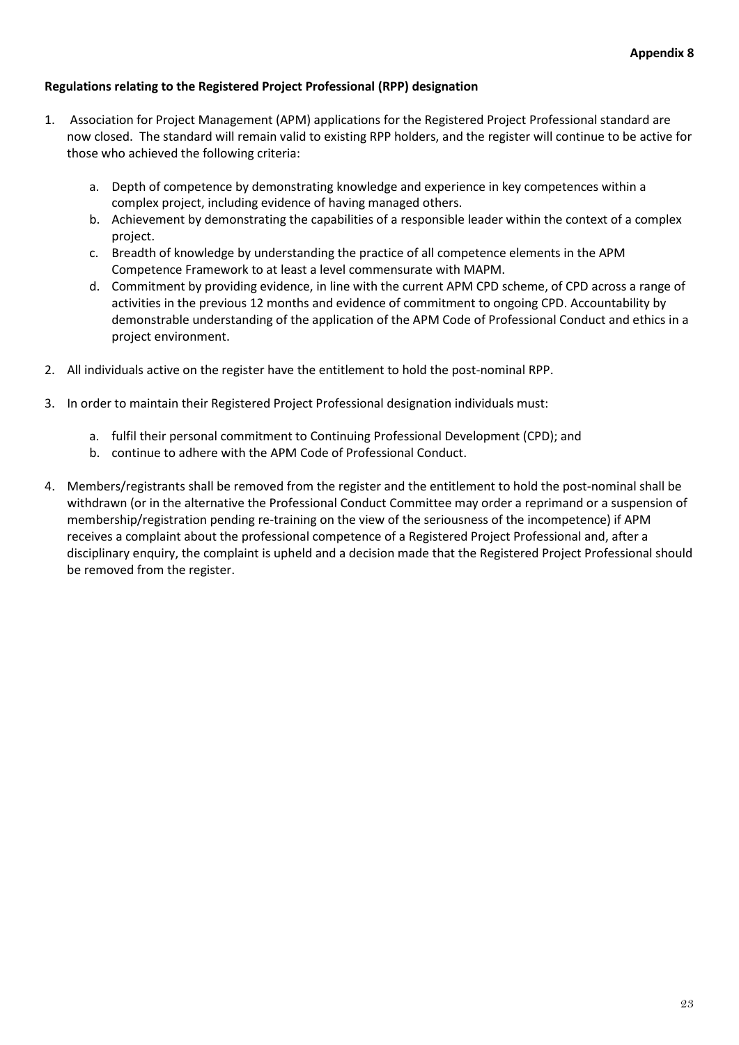**Appendix 8**

**Regulations relating to the Registered Project Professional (RPP) designation**

1. Association for Project Management (APM) applications for the Registered Project Professional standard are now closed. The standard will remain valid to existing RPP holders, and the register will continue to be active for those who achieved the following criteria:

    a. Depth of competence by demonstrating knowledge and experience in key competences within a complex project, including evidence of having managed others.
    b. Achievement by demonstrating the capabilities of a responsible leader within the context of a complex project.
    c. Breadth of knowledge by understanding the practice of all competence elements in the APM Competence Framework to at least a level commensurate with MAPM.
    d. Commitment by providing evidence, in line with the current APM CPD scheme, of CPD across a range of activities in the previous 12 months and evidence of commitment to ongoing CPD. Accountability by demonstrable understanding of the application of the APM Code of Professional Conduct and ethics in a project environment.

2. All individuals active on the register have the entitlement to hold the post-nominal RPP.

3. In order to maintain their Registered Project Professional designation individuals must:

    a. fulfil their personal commitment to Continuing Professional Development (CPD); and
    b. continue to adhere with the APM Code of Professional Conduct.

4. Members/registrants shall be removed from the register and the entitlement to hold the post-nominal shall be withdrawn (or in the alternative the Professional Conduct Committee may order a reprimand or a suspension of membership/registration pending re-training on the view of the seriousness of the incompetence) if APM receives a complaint about the professional competence of a Registered Project Professional and, after a disciplinary enquiry, the complaint is upheld and a decision made that the Registered Project Professional should be removed from the register.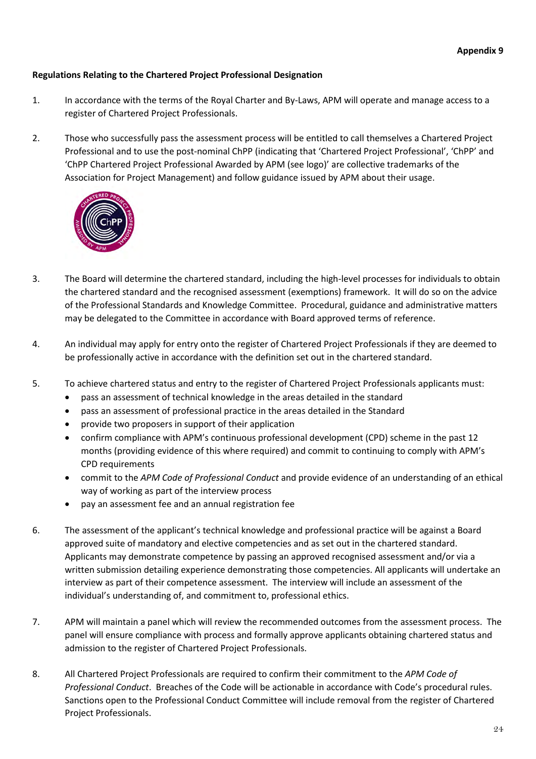**Appendix 9**

**Regulations Relating to the Chartered Project Professional Designation**

1. In accordance with the terms of the Royal Charter and By-Laws, APM will operate and manage access to a register of Chartered Project Professionals.

2. Those who successfully pass the assessment process will be entitled to call themselves a Chartered Project Professional and to use the post-nominal ChPP (indicating that 'Chartered Project Professional', 'ChPP' and 'ChPP Chartered Project Professional Awarded by APM (see logo)' are collective trademarks of the Association for Project Management) and follow guidance issued by APM about their usage.

3. The Board will determine the chartered standard, including the high-level processes for individuals to obtain the chartered standard and the recognised assessment (exemptions) framework. It will do so on the advice of the Professional Standards and Knowledge Committee. Procedural, guidance and administrative matters may be delegated to the Committee in accordance with Board approved terms of reference.

4. An individual may apply for entry onto the register of Chartered Project Professionals if they are deemed to be professionally active in accordance with the definition set out in the chartered standard.

5. To achieve chartered status and entry to the register of Chartered Project Professionals applicants must:
   - pass an assessment of technical knowledge in the areas detailed in the standard
   - pass an assessment of professional practice in the areas detailed in the Standard
   - provide two proposers in support of their application
   - confirm compliance with APM's continuous professional development (CPD) scheme in the past 12 months (providing evidence of this where required) and commit to continuing to comply with APM's CPD requirements
   - commit to the *APM Code of Professional Conduct* and provide evidence of an understanding of an ethical way of working as part of the interview process
   - pay an assessment fee and an annual registration fee

6. The assessment of the applicant's technical knowledge and professional practice will be against a Board approved suite of mandatory and elective competencies and as set out in the chartered standard. Applicants may demonstrate competence by passing an approved recognised assessment and/or via a written submission detailing experience demonstrating those competencies. All applicants will undertake an interview as part of their competence assessment. The interview will include an assessment of the individual's understanding of, and commitment to, professional ethics.

7. APM will maintain a panel which will review the recommended outcomes from the assessment process. The panel will ensure compliance with process and formally approve applicants obtaining chartered status and admission to the register of Chartered Project Professionals.

8. All Chartered Project Professionals are required to confirm their commitment to the *APM Code of Professional Conduct*. Breaches of the Code will be actionable in accordance with Code's procedural rules. Sanctions open to the Professional Conduct Committee will include removal from the register of Chartered Project Professionals.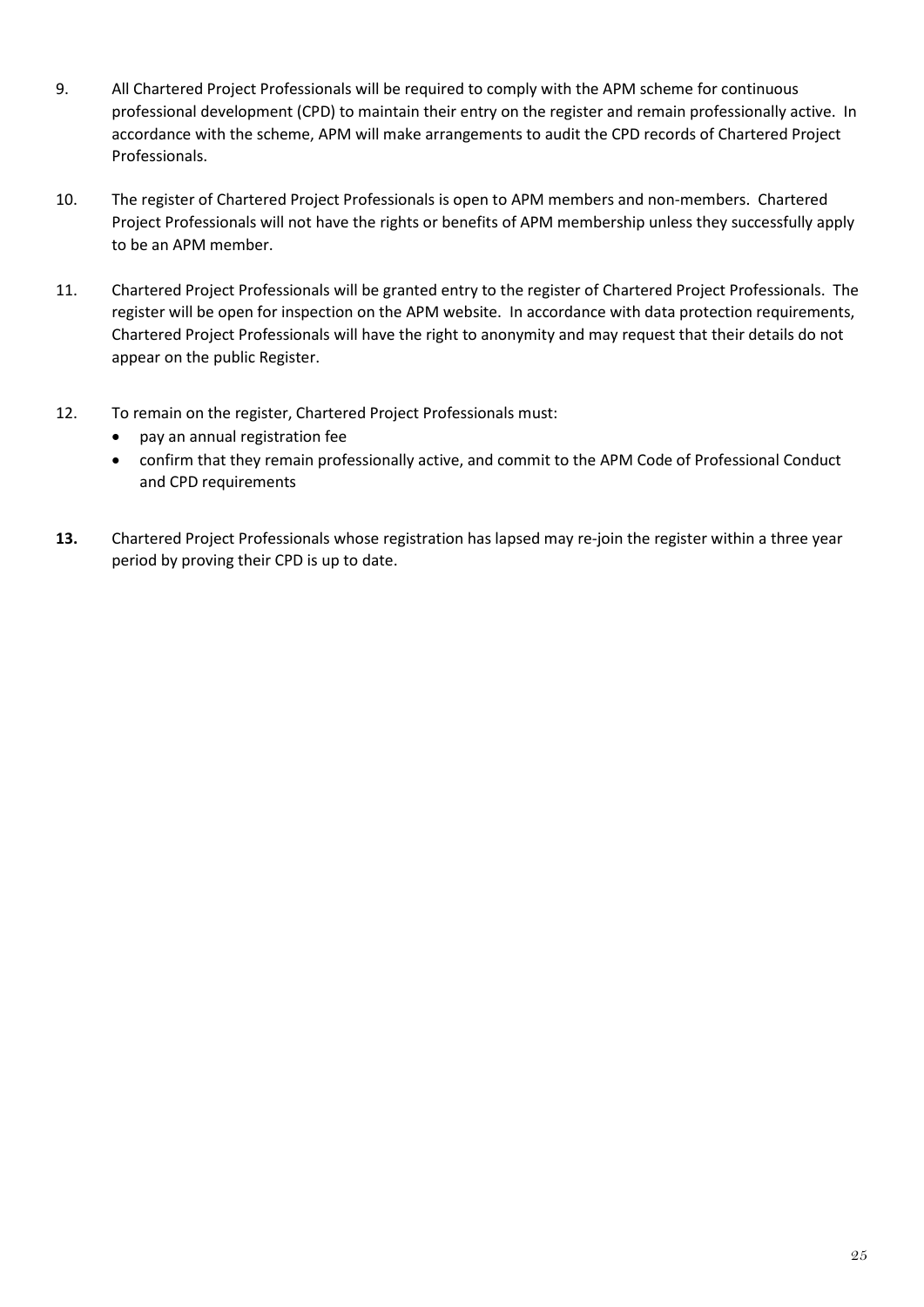9. All Chartered Project Professionals will be required to comply with the APM scheme for continuous professional development (CPD) to maintain their entry on the register and remain professionally active. In accordance with the scheme, APM will make arrangements to audit the CPD records of Chartered Project Professionals.

10. The register of Chartered Project Professionals is open to APM members and non-members. Chartered Project Professionals will not have the rights or benefits of APM membership unless they successfully apply to be an APM member.

11. Chartered Project Professionals will be granted entry to the register of Chartered Project Professionals. The register will be open for inspection on the APM website. In accordance with data protection requirements, Chartered Project Professionals will have the right to anonymity and may request that their details do not appear on the public Register.

12. To remain on the register, Chartered Project Professionals must:
    - pay an annual registration fee
    - confirm that they remain professionally active, and commit to the APM Code of Professional Conduct and CPD requirements

**13.** Chartered Project Professionals whose registration has lapsed may re-join the register within a three year period by proving their CPD is up to date.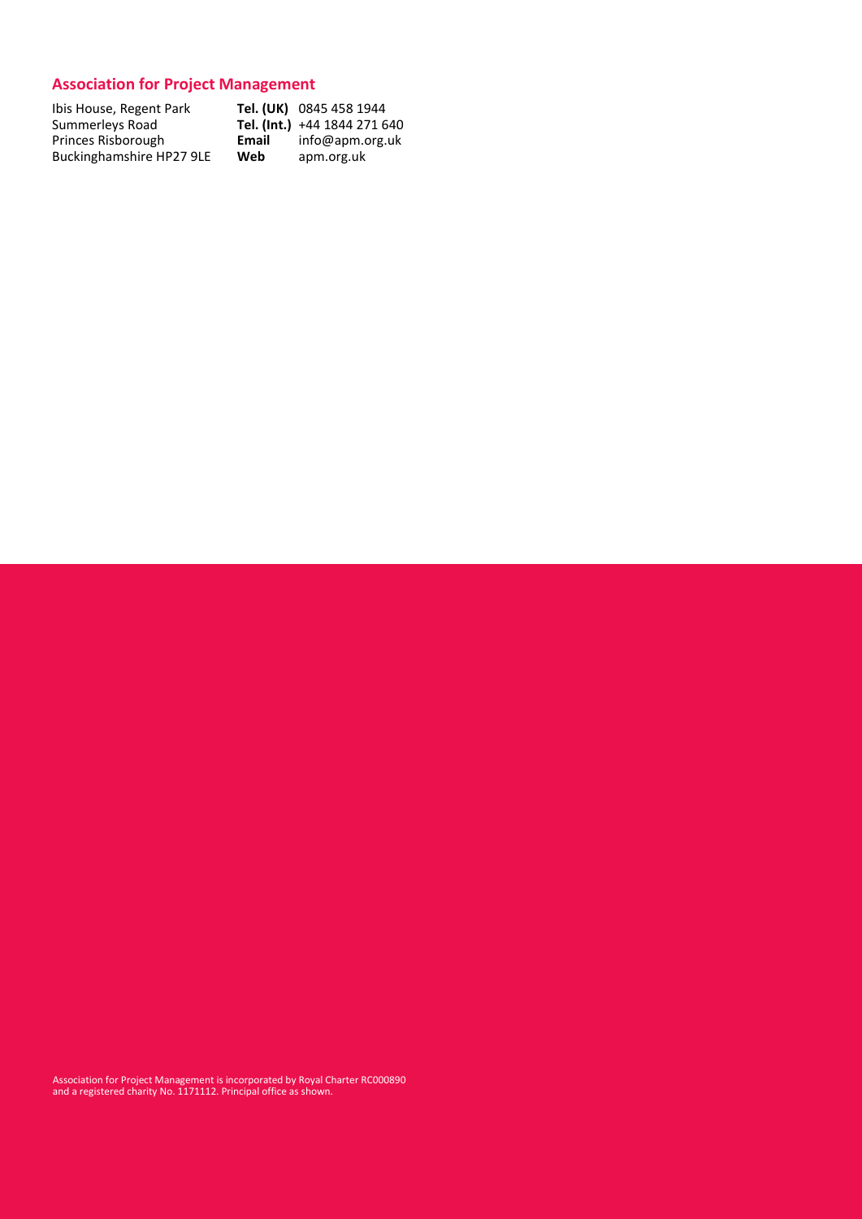## Association for Project Management

| | | | |
|---|---|---|---|
| Ibis House, Regent Park | | **Tel. (UK)** | 0845 458 1944 |
| Summerleys Road | | **Tel. (Int.)** | +44 1844 271 640 |
| Princes Risborough | | **Email** | info@apm.org.uk |
| Buckinghamshire HP27 9LE | | **Web** | apm.org.uk |

Association for Project Management is incorporated by Royal Charter RC000890 and a registered charity No. 1171112. Principal office as shown.